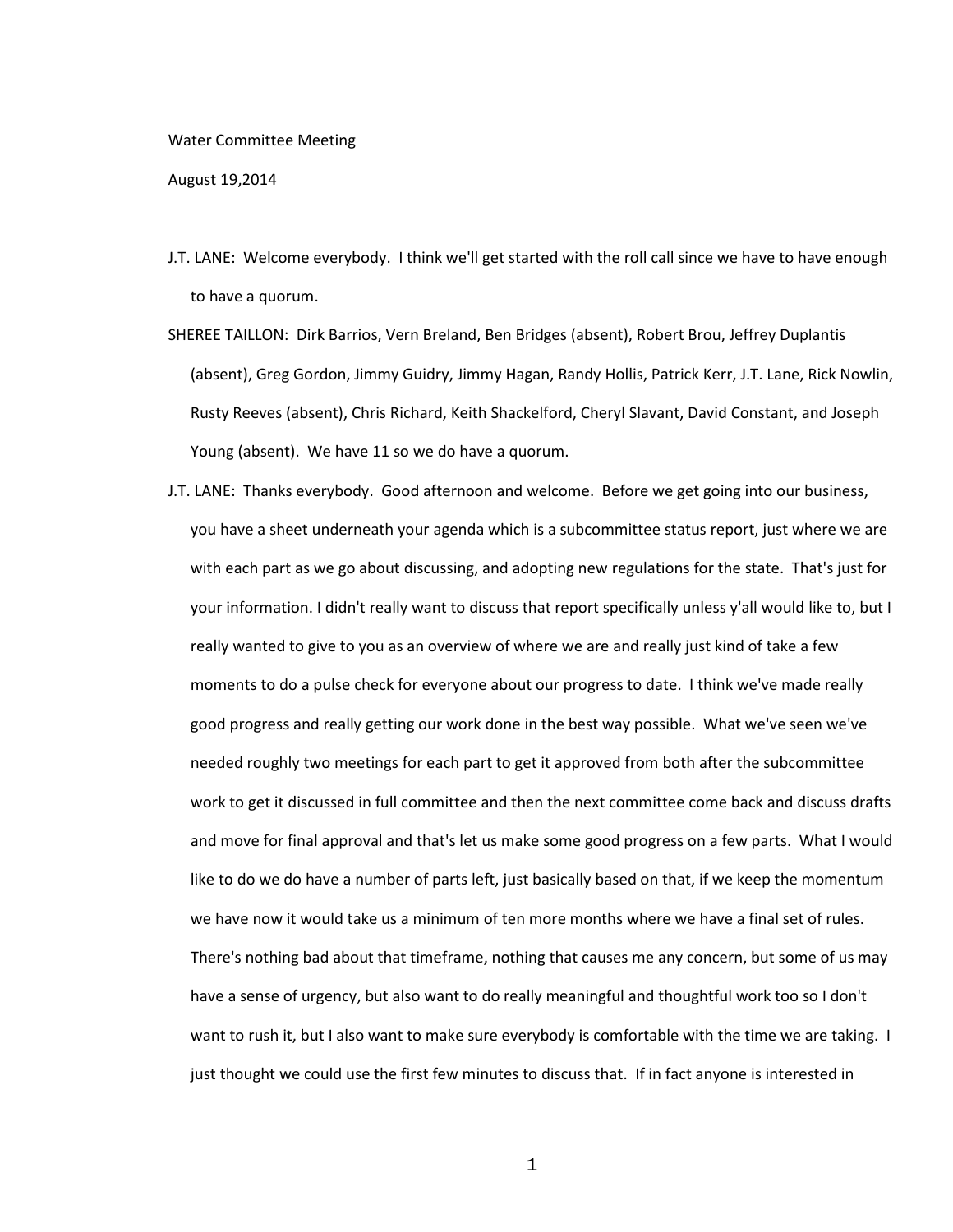Water Committee Meeting

August 19,2014

J.T. LANE: Welcome everybody. I think we'll get started with the roll call since we have to have enough to have a quorum.

SHEREE TAILLON: Dirk Barrios, Vern Breland, Ben Bridges (absent), Robert Brou, Jeffrey Duplantis (absent), Greg Gordon, Jimmy Guidry, Jimmy Hagan, Randy Hollis, Patrick Kerr, J.T. Lane, Rick Nowlin, Rusty Reeves (absent), Chris Richard, Keith Shackelford, Cheryl Slavant, David Constant, and Joseph Young (absent). We have 11 so we do have a quorum.

J.T. LANE: Thanks everybody. Good afternoon and welcome. Before we get going into our business, you have a sheet underneath your agenda which is a subcommittee status report, just where we are with each part as we go about discussing, and adopting new regulations for the state. That's just for your information. I didn't really want to discuss that report specifically unless y'all would like to, but I really wanted to give to you as an overview of where we are and really just kind of take a few moments to do a pulse check for everyone about our progress to date. I think we've made really good progress and really getting our work done in the best way possible. What we've seen we've needed roughly two meetings for each part to get it approved from both after the subcommittee work to get it discussed in full committee and then the next committee come back and discuss drafts and move for final approval and that's let us make some good progress on a few parts. What I would like to do we do have a number of parts left, just basically based on that, if we keep the momentum we have now it would take us a minimum of ten more months where we have a final set of rules. There's nothing bad about that timeframe, nothing that causes me any concern, but some of us may have a sense of urgency, but also want to do really meaningful and thoughtful work too so I don't want to rush it, but I also want to make sure everybody is comfortable with the time we are taking. I just thought we could use the first few minutes to discuss that. If in fact anyone is interested in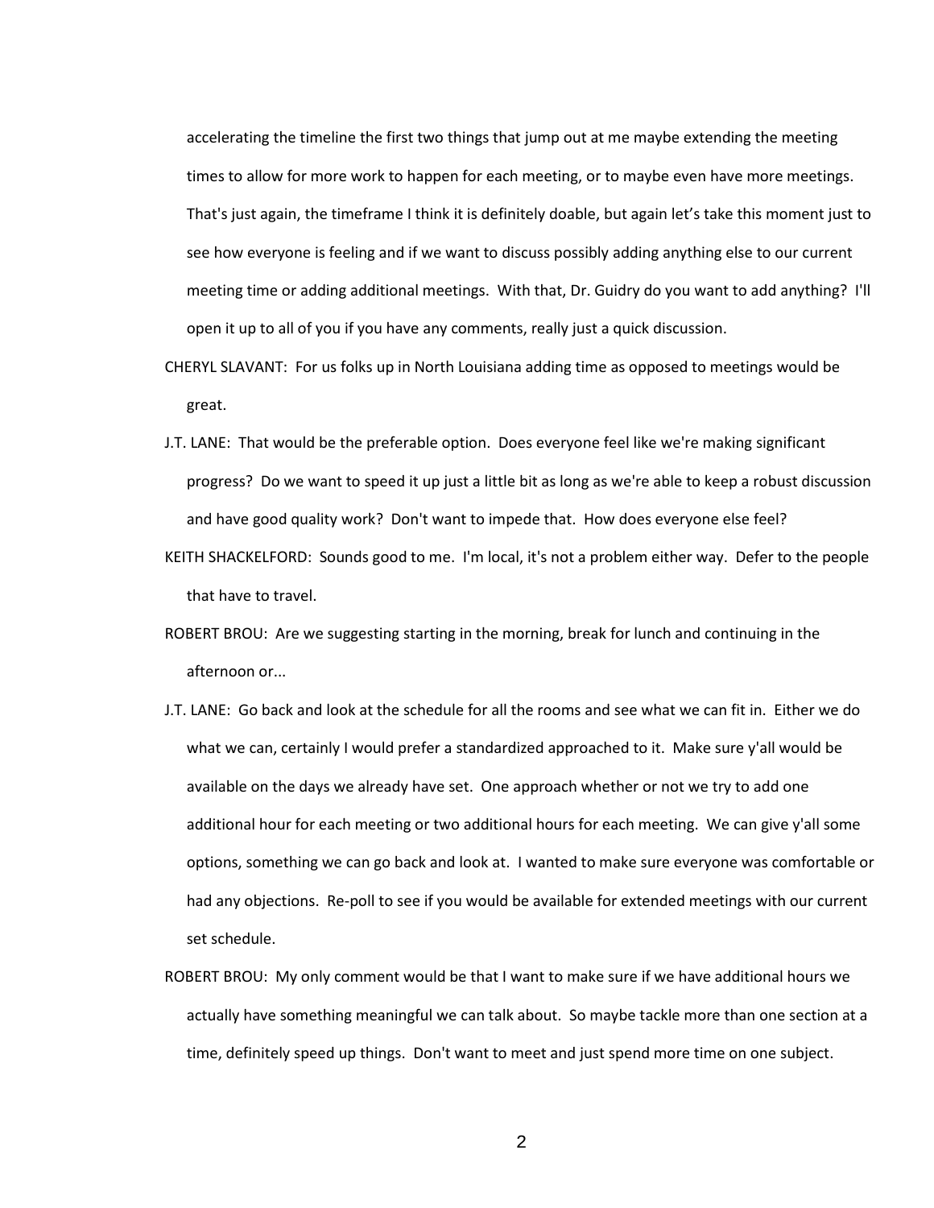accelerating the timeline the first two things that jump out at me maybe extending the meeting times to allow for more work to happen for each meeting, or to maybe even have more meetings. That's just again, the timeframe I think it is definitely doable, but again let's take this moment just to see how everyone is feeling and if we want to discuss possibly adding anything else to our current meeting time or adding additional meetings. With that, Dr. Guidry do you want to add anything? I'll open it up to all of you if you have any comments, really just a quick discussion.

CHERYL SLAVANT: For us folks up in North Louisiana adding time as opposed to meetings would be great.

J.T. LANE: That would be the preferable option. Does everyone feel like we're making significant progress? Do we want to speed it up just a little bit as long as we're able to keep a robust discussion and have good quality work? Don't want to impede that. How does everyone else feel?

KEITH SHACKELFORD: Sounds good to me. I'm local, it's not a problem either way. Defer to the people that have to travel.

ROBERT BROU: Are we suggesting starting in the morning, break for lunch and continuing in the afternoon or...

J.T. LANE: Go back and look at the schedule for all the rooms and see what we can fit in. Either we do what we can, certainly I would prefer a standardized approached to it. Make sure y'all would be available on the days we already have set. One approach whether or not we try to add one additional hour for each meeting or two additional hours for each meeting. We can give y'all some options, something we can go back and look at. I wanted to make sure everyone was comfortable or had any objections. Re-poll to see if you would be available for extended meetings with our current set schedule.

ROBERT BROU: My only comment would be that I want to make sure if we have additional hours we actually have something meaningful we can talk about. So maybe tackle more than one section at a time, definitely speed up things. Don't want to meet and just spend more time on one subject.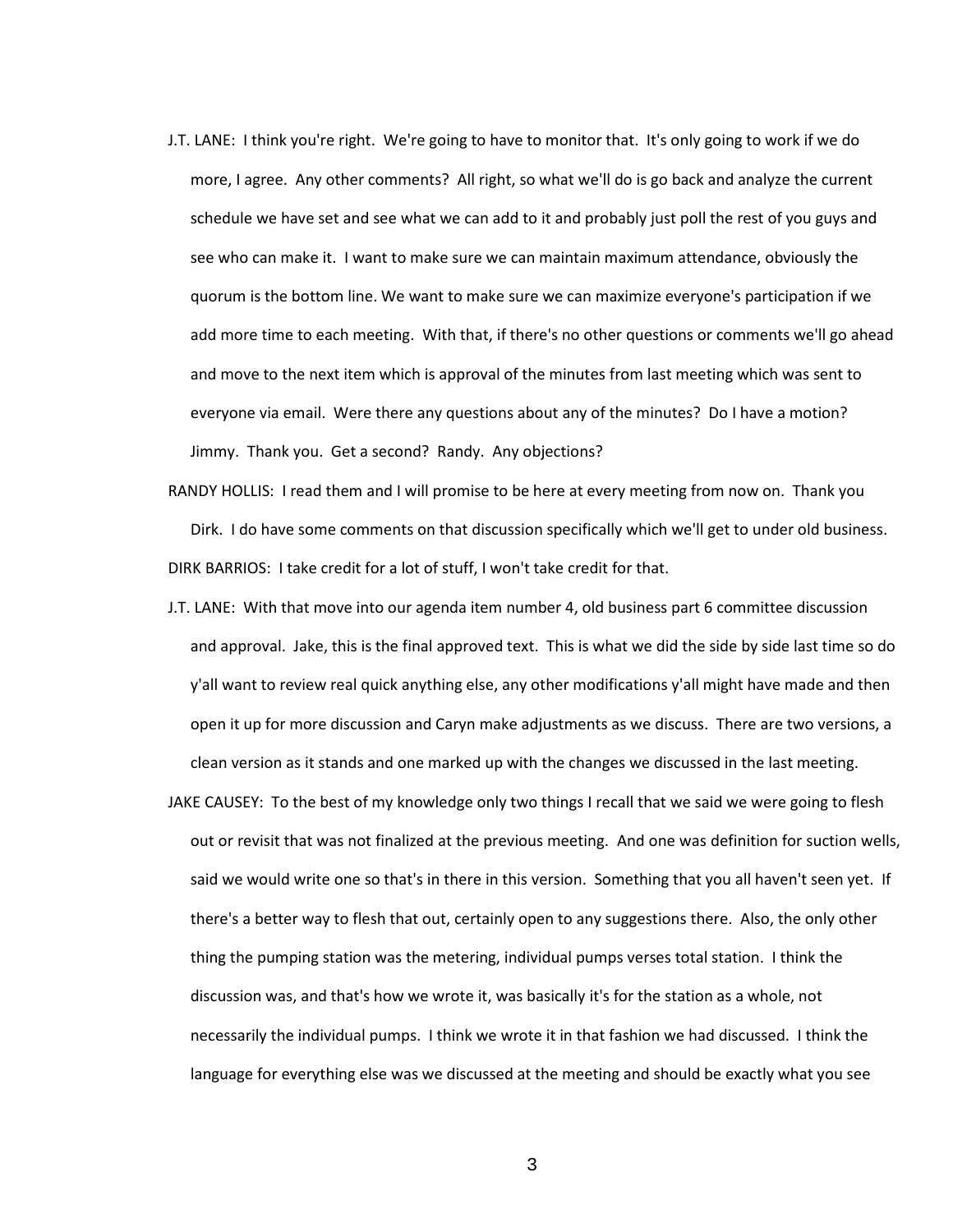J.T. LANE: I think you're right. We're going to have to monitor that. It's only going to work if we do more, I agree. Any other comments? All right, so what we'll do is go back and analyze the current schedule we have set and see what we can add to it and probably just poll the rest of you guys and see who can make it. I want to make sure we can maintain maximum attendance, obviously the quorum is the bottom line. We want to make sure we can maximize everyone's participation if we add more time to each meeting. With that, if there's no other questions or comments we'll go ahead and move to the next item which is approval of the minutes from last meeting which was sent to everyone via email. Were there any questions about any of the minutes? Do I have a motion? Jimmy. Thank you. Get a second? Randy. Any objections?

RANDY HOLLIS: I read them and I will promise to be here at every meeting from now on. Thank you Dirk. I do have some comments on that discussion specifically which we'll get to under old business.

DIRK BARRIOS: I take credit for a lot of stuff, I won't take credit for that.

J.T. LANE: With that move into our agenda item number 4, old business part 6 committee discussion and approval. Jake, this is the final approved text. This is what we did the side by side last time so do y'all want to review real quick anything else, any other modifications y'all might have made and then open it up for more discussion and Caryn make adjustments as we discuss. There are two versions, a clean version as it stands and one marked up with the changes we discussed in the last meeting.

JAKE CAUSEY: To the best of my knowledge only two things I recall that we said we were going to flesh out or revisit that was not finalized at the previous meeting. And one was definition for suction wells, said we would write one so that's in there in this version. Something that you all haven't seen yet. If there's a better way to flesh that out, certainly open to any suggestions there. Also, the only other thing the pumping station was the metering, individual pumps verses total station. I think the discussion was, and that's how we wrote it, was basically it's for the station as a whole, not necessarily the individual pumps. I think we wrote it in that fashion we had discussed. I think the language for everything else was we discussed at the meeting and should be exactly what you see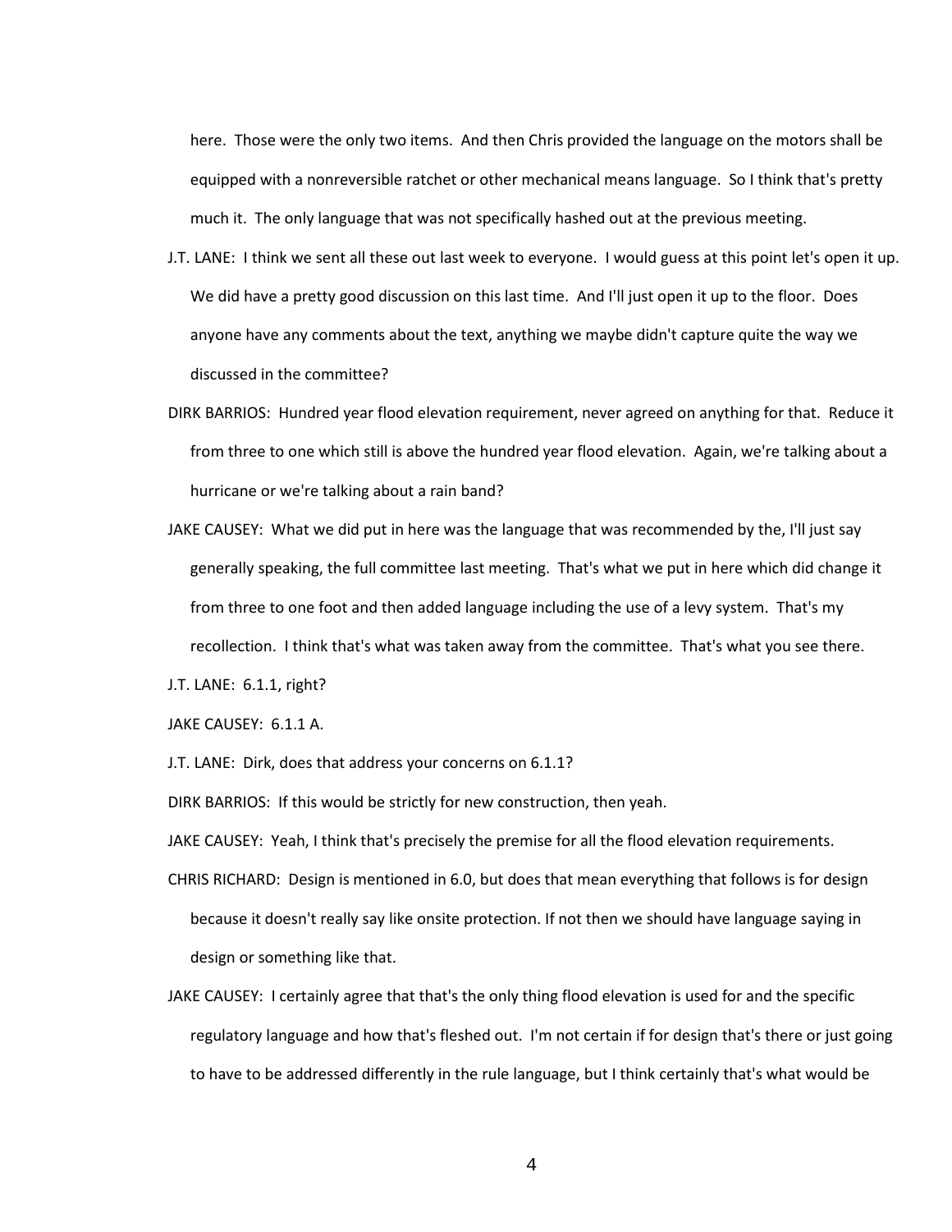here. Those were the only two items. And then Chris provided the language on the motors shall be equipped with a nonreversible ratchet or other mechanical means language. So I think that's pretty much it. The only language that was not specifically hashed out at the previous meeting.

J.T. LANE: I think we sent all these out last week to everyone. I would guess at this point let's open it up. We did have a pretty good discussion on this last time. And I'll just open it up to the floor. Does anyone have any comments about the text, anything we maybe didn't capture quite the way we discussed in the committee?

DIRK BARRIOS: Hundred year flood elevation requirement, never agreed on anything for that. Reduce it from three to one which still is above the hundred year flood elevation. Again, we're talking about a hurricane or we're talking about a rain band?

JAKE CAUSEY: What we did put in here was the language that was recommended by the, I'll just say generally speaking, the full committee last meeting. That's what we put in here which did change it from three to one foot and then added language including the use of a levy system. That's my recollection. I think that's what was taken away from the committee. That's what you see there.

J.T. LANE: 6.1.1, right?

JAKE CAUSEY: 6.1.1 A.

J.T. LANE: Dirk, does that address your concerns on 6.1.1?

DIRK BARRIOS: If this would be strictly for new construction, then yeah.

JAKE CAUSEY: Yeah, I think that's precisely the premise for all the flood elevation requirements.

CHRIS RICHARD: Design is mentioned in 6.0, but does that mean everything that follows is for design because it doesn't really say like onsite protection. If not then we should have language saying in design or something like that.

JAKE CAUSEY: I certainly agree that that's the only thing flood elevation is used for and the specific regulatory language and how that's fleshed out. I'm not certain if for design that's there or just going to have to be addressed differently in the rule language, but I think certainly that's what would be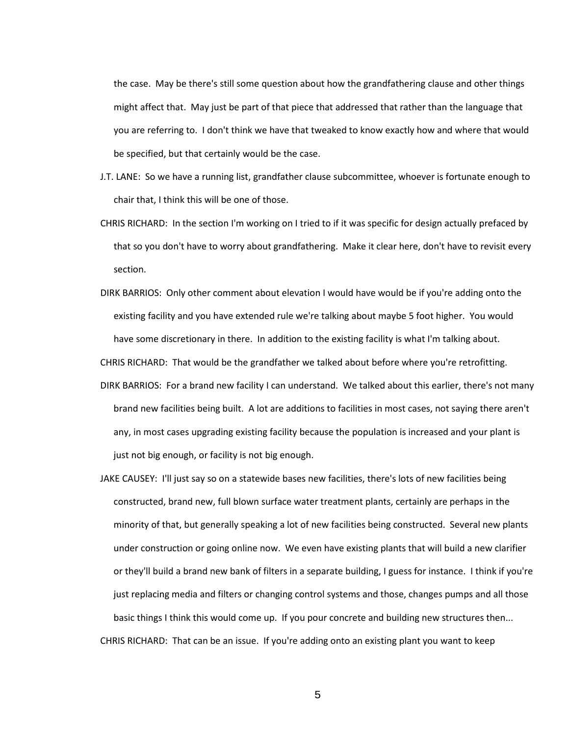the case. May be there's still some question about how the grandfathering clause and other things might affect that. May just be part of that piece that addressed that rather than the language that you are referring to. I don't think we have that tweaked to know exactly how and where that would be specified, but that certainly would be the case.

J.T. LANE: So we have a running list, grandfather clause subcommittee, whoever is fortunate enough to chair that, I think this will be one of those.

CHRIS RICHARD: In the section I'm working on I tried to if it was specific for design actually prefaced by that so you don't have to worry about grandfathering. Make it clear here, don't have to revisit every section.

DIRK BARRIOS: Only other comment about elevation I would have would be if you're adding onto the existing facility and you have extended rule we're talking about maybe 5 foot higher. You would have some discretionary in there. In addition to the existing facility is what I'm talking about.

CHRIS RICHARD: That would be the grandfather we talked about before where you're retrofitting.

DIRK BARRIOS: For a brand new facility I can understand. We talked about this earlier, there's not many brand new facilities being built. A lot are additions to facilities in most cases, not saying there aren't any, in most cases upgrading existing facility because the population is increased and your plant is just not big enough, or facility is not big enough.

JAKE CAUSEY: I'll just say so on a statewide bases new facilities, there's lots of new facilities being constructed, brand new, full blown surface water treatment plants, certainly are perhaps in the minority of that, but generally speaking a lot of new facilities being constructed. Several new plants under construction or going online now. We even have existing plants that will build a new clarifier or they'll build a brand new bank of filters in a separate building, I guess for instance. I think if you're just replacing media and filters or changing control systems and those, changes pumps and all those basic things I think this would come up. If you pour concrete and building new structures then...

CHRIS RICHARD: That can be an issue. If you're adding onto an existing plant you want to keep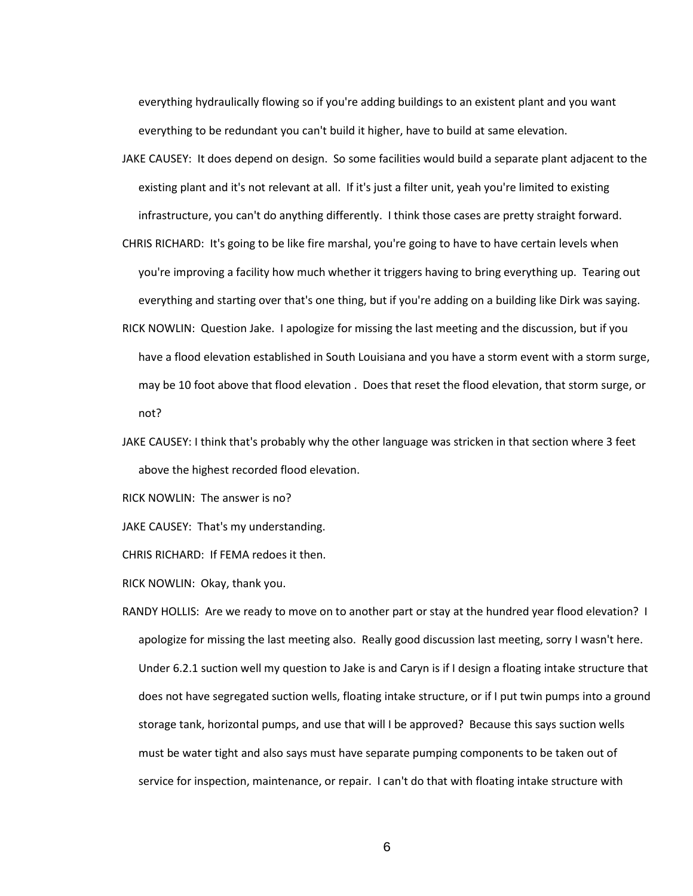everything hydraulically flowing so if you're adding buildings to an existent plant and you want everything to be redundant you can't build it higher, have to build at same elevation.

JAKE CAUSEY: It does depend on design. So some facilities would build a separate plant adjacent to the existing plant and it's not relevant at all. If it's just a filter unit, yeah you're limited to existing infrastructure, you can't do anything differently. I think those cases are pretty straight forward.

CHRIS RICHARD: It's going to be like fire marshal, you're going to have to have certain levels when you're improving a facility how much whether it triggers having to bring everything up. Tearing out everything and starting over that's one thing, but if you're adding on a building like Dirk was saying.

RICK NOWLIN: Question Jake. I apologize for missing the last meeting and the discussion, but if you have a flood elevation established in South Louisiana and you have a storm event with a storm surge, may be 10 foot above that flood elevation . Does that reset the flood elevation, that storm surge, or not?

JAKE CAUSEY: I think that's probably why the other language was stricken in that section where 3 feet above the highest recorded flood elevation.

RICK NOWLIN: The answer is no?

JAKE CAUSEY: That's my understanding.

CHRIS RICHARD: If FEMA redoes it then.

RICK NOWLIN: Okay, thank you.

RANDY HOLLIS: Are we ready to move on to another part or stay at the hundred year flood elevation? I apologize for missing the last meeting also. Really good discussion last meeting, sorry I wasn't here. Under 6.2.1 suction well my question to Jake is and Caryn is if I design a floating intake structure that does not have segregated suction wells, floating intake structure, or if I put twin pumps into a ground storage tank, horizontal pumps, and use that will I be approved? Because this says suction wells must be water tight and also says must have separate pumping components to be taken out of service for inspection, maintenance, or repair. I can't do that with floating intake structure with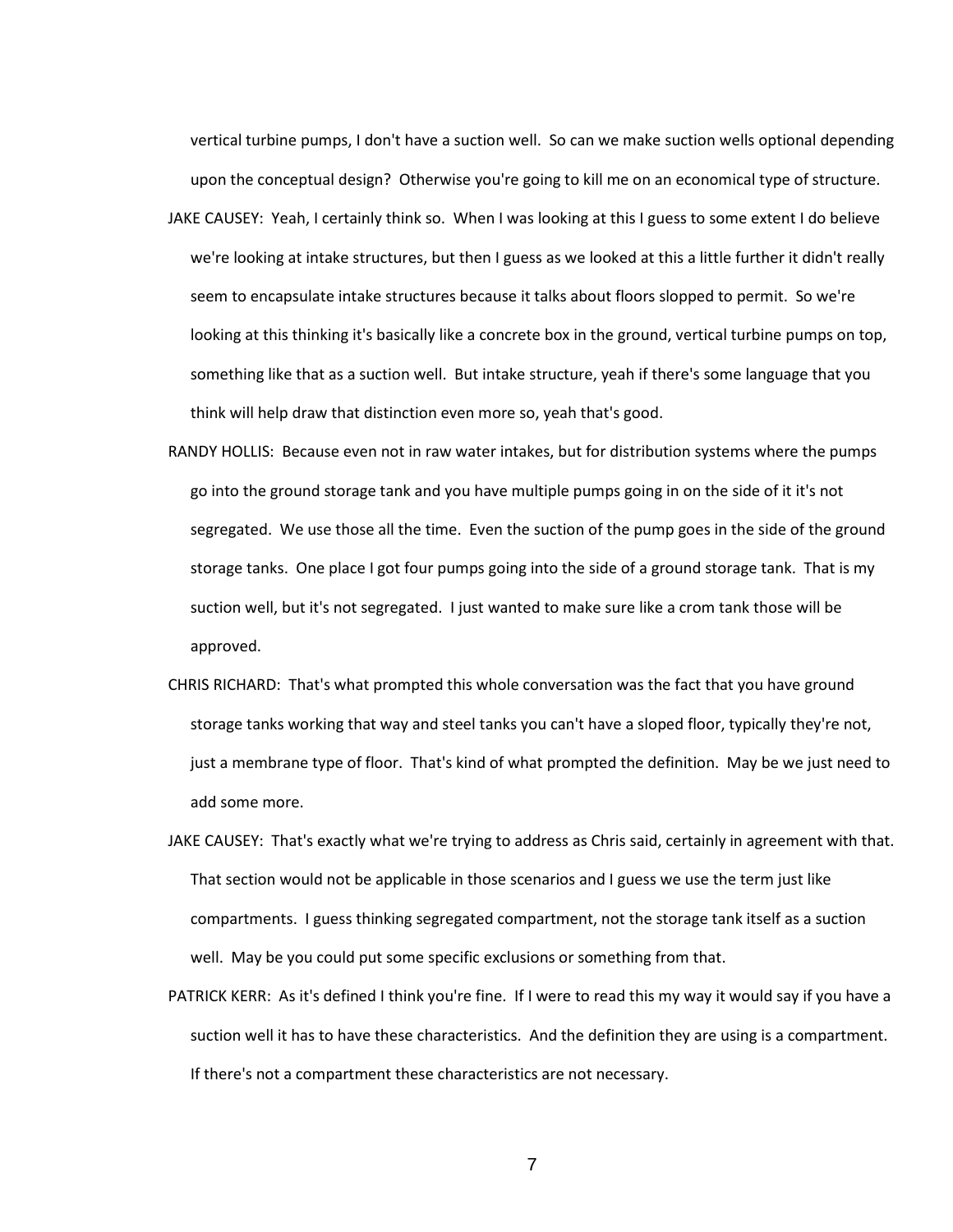vertical turbine pumps, I don't have a suction well. So can we make suction wells optional depending upon the conceptual design? Otherwise you're going to kill me on an economical type of structure.

JAKE CAUSEY: Yeah, I certainly think so. When I was looking at this I guess to some extent I do believe we're looking at intake structures, but then I guess as we looked at this a little further it didn't really seem to encapsulate intake structures because it talks about floors slopped to permit. So we're looking at this thinking it's basically like a concrete box in the ground, vertical turbine pumps on top, something like that as a suction well. But intake structure, yeah if there's some language that you think will help draw that distinction even more so, yeah that's good.

RANDY HOLLIS: Because even not in raw water intakes, but for distribution systems where the pumps go into the ground storage tank and you have multiple pumps going in on the side of it it's not segregated. We use those all the time. Even the suction of the pump goes in the side of the ground storage tanks. One place I got four pumps going into the side of a ground storage tank. That is my suction well, but it's not segregated. I just wanted to make sure like a crom tank those will be approved.

CHRIS RICHARD: That's what prompted this whole conversation was the fact that you have ground storage tanks working that way and steel tanks you can't have a sloped floor, typically they're not, just a membrane type of floor. That's kind of what prompted the definition. May be we just need to add some more.

JAKE CAUSEY: That's exactly what we're trying to address as Chris said, certainly in agreement with that. That section would not be applicable in those scenarios and I guess we use the term just like compartments. I guess thinking segregated compartment, not the storage tank itself as a suction well. May be you could put some specific exclusions or something from that.

PATRICK KERR: As it's defined I think you're fine. If I were to read this my way it would say if you have a suction well it has to have these characteristics. And the definition they are using is a compartment. If there's not a compartment these characteristics are not necessary.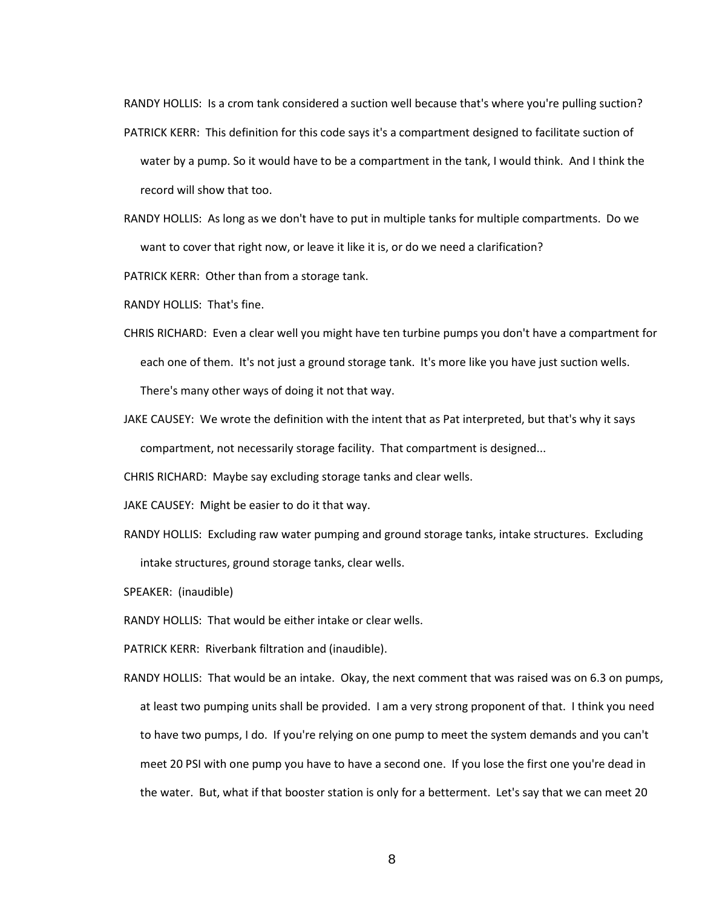RANDY HOLLIS: Is a crom tank considered a suction well because that's where you're pulling suction?

PATRICK KERR: This definition for this code says it's a compartment designed to facilitate suction of water by a pump. So it would have to be a compartment in the tank, I would think. And I think the record will show that too.

RANDY HOLLIS: As long as we don't have to put in multiple tanks for multiple compartments. Do we want to cover that right now, or leave it like it is, or do we need a clarification?

PATRICK KERR: Other than from a storage tank.

RANDY HOLLIS: That's fine.

CHRIS RICHARD: Even a clear well you might have ten turbine pumps you don't have a compartment for each one of them. It's not just a ground storage tank. It's more like you have just suction wells. There's many other ways of doing it not that way.

JAKE CAUSEY: We wrote the definition with the intent that as Pat interpreted, but that's why it says compartment, not necessarily storage facility. That compartment is designed...

CHRIS RICHARD: Maybe say excluding storage tanks and clear wells.

JAKE CAUSEY: Might be easier to do it that way.

RANDY HOLLIS: Excluding raw water pumping and ground storage tanks, intake structures. Excluding intake structures, ground storage tanks, clear wells.

SPEAKER: (inaudible)

RANDY HOLLIS: That would be either intake or clear wells.

PATRICK KERR: Riverbank filtration and (inaudible).

RANDY HOLLIS: That would be an intake. Okay, the next comment that was raised was on 6.3 on pumps, at least two pumping units shall be provided. I am a very strong proponent of that. I think you need to have two pumps, I do. If you're relying on one pump to meet the system demands and you can't meet 20 PSI with one pump you have to have a second one. If you lose the first one you're dead in the water. But, what if that booster station is only for a betterment. Let's say that we can meet 20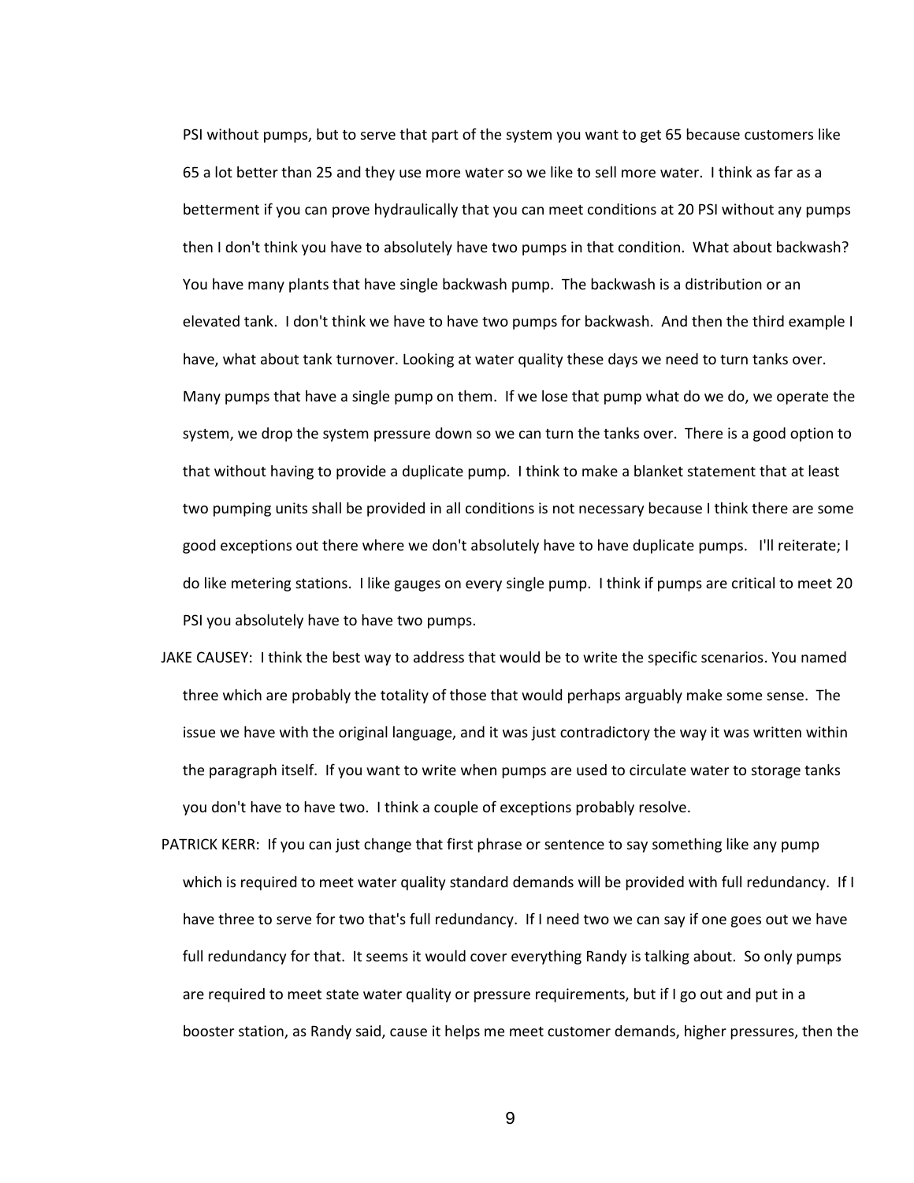PSI without pumps, but to serve that part of the system you want to get 65 because customers like 65 a lot better than 25 and they use more water so we like to sell more water. I think as far as a betterment if you can prove hydraulically that you can meet conditions at 20 PSI without any pumps then I don't think you have to absolutely have two pumps in that condition. What about backwash? You have many plants that have single backwash pump. The backwash is a distribution or an elevated tank. I don't think we have to have two pumps for backwash. And then the third example I have, what about tank turnover. Looking at water quality these days we need to turn tanks over. Many pumps that have a single pump on them. If we lose that pump what do we do, we operate the system, we drop the system pressure down so we can turn the tanks over. There is a good option to that without having to provide a duplicate pump. I think to make a blanket statement that at least two pumping units shall be provided in all conditions is not necessary because I think there are some good exceptions out there where we don't absolutely have to have duplicate pumps. I'll reiterate; I do like metering stations. I like gauges on every single pump. I think if pumps are critical to meet 20 PSI you absolutely have to have two pumps.

JAKE CAUSEY: I think the best way to address that would be to write the specific scenarios. You named three which are probably the totality of those that would perhaps arguably make some sense. The issue we have with the original language, and it was just contradictory the way it was written within the paragraph itself. If you want to write when pumps are used to circulate water to storage tanks you don't have to have two. I think a couple of exceptions probably resolve.

PATRICK KERR: If you can just change that first phrase or sentence to say something like any pump which is required to meet water quality standard demands will be provided with full redundancy. If I have three to serve for two that's full redundancy. If I need two we can say if one goes out we have full redundancy for that. It seems it would cover everything Randy is talking about. So only pumps are required to meet state water quality or pressure requirements, but if I go out and put in a booster station, as Randy said, cause it helps me meet customer demands, higher pressures, then the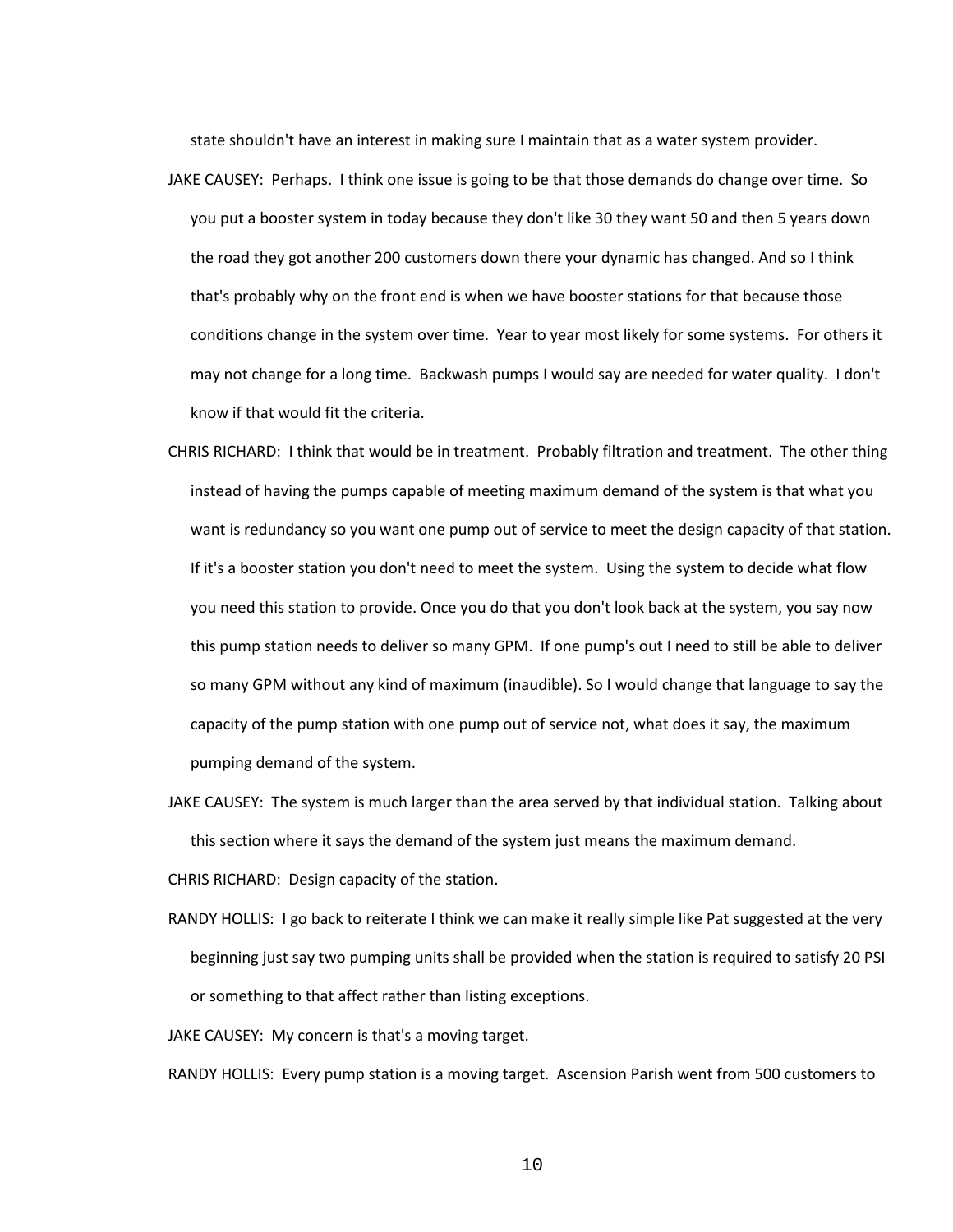state shouldn't have an interest in making sure I maintain that as a water system provider.

JAKE CAUSEY: Perhaps. I think one issue is going to be that those demands do change over time. So you put a booster system in today because they don't like 30 they want 50 and then 5 years down the road they got another 200 customers down there your dynamic has changed. And so I think that's probably why on the front end is when we have booster stations for that because those conditions change in the system over time. Year to year most likely for some systems. For others it may not change for a long time. Backwash pumps I would say are needed for water quality. I don't know if that would fit the criteria.

CHRIS RICHARD: I think that would be in treatment. Probably filtration and treatment. The other thing instead of having the pumps capable of meeting maximum demand of the system is that what you want is redundancy so you want one pump out of service to meet the design capacity of that station. If it's a booster station you don't need to meet the system. Using the system to decide what flow you need this station to provide. Once you do that you don't look back at the system, you say now this pump station needs to deliver so many GPM. If one pump's out I need to still be able to deliver so many GPM without any kind of maximum (inaudible). So I would change that language to say the capacity of the pump station with one pump out of service not, what does it say, the maximum pumping demand of the system.

JAKE CAUSEY: The system is much larger than the area served by that individual station. Talking about this section where it says the demand of the system just means the maximum demand.

CHRIS RICHARD: Design capacity of the station.

RANDY HOLLIS: I go back to reiterate I think we can make it really simple like Pat suggested at the very beginning just say two pumping units shall be provided when the station is required to satisfy 20 PSI or something to that affect rather than listing exceptions.

JAKE CAUSEY: My concern is that's a moving target.

RANDY HOLLIS: Every pump station is a moving target. Ascension Parish went from 500 customers to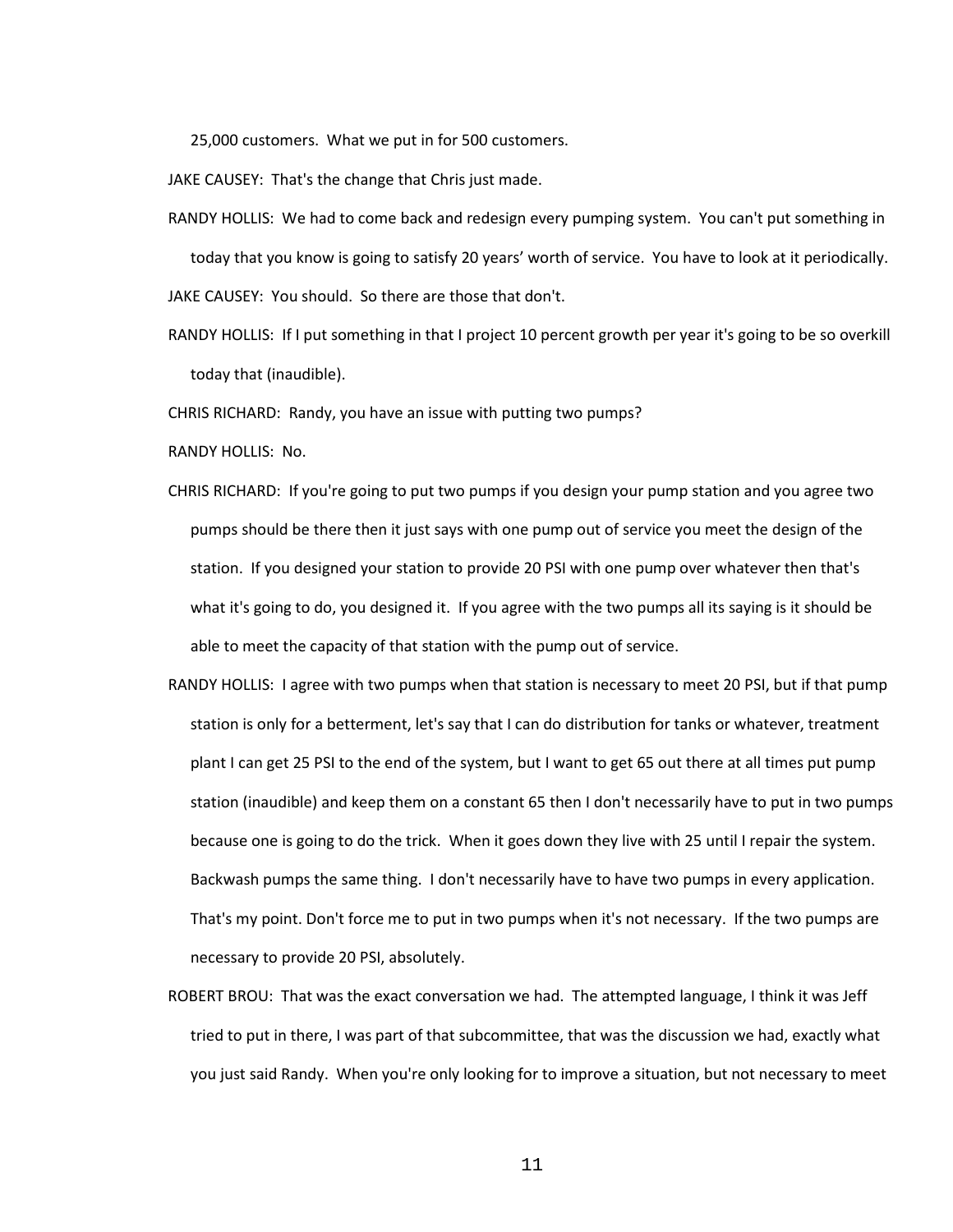25,000 customers. What we put in for 500 customers.

JAKE CAUSEY: That's the change that Chris just made.

RANDY HOLLIS: We had to come back and redesign every pumping system. You can't put something in today that you know is going to satisfy 20 years' worth of service. You have to look at it periodically.

JAKE CAUSEY: You should. So there are those that don't.

RANDY HOLLIS: If I put something in that I project 10 percent growth per year it's going to be so overkill today that (inaudible).

CHRIS RICHARD: Randy, you have an issue with putting two pumps?

RANDY HOLLIS: No.

CHRIS RICHARD: If you're going to put two pumps if you design your pump station and you agree two pumps should be there then it just says with one pump out of service you meet the design of the station. If you designed your station to provide 20 PSI with one pump over whatever then that's what it's going to do, you designed it. If you agree with the two pumps all its saying is it should be able to meet the capacity of that station with the pump out of service.

RANDY HOLLIS: I agree with two pumps when that station is necessary to meet 20 PSI, but if that pump station is only for a betterment, let's say that I can do distribution for tanks or whatever, treatment plant I can get 25 PSI to the end of the system, but I want to get 65 out there at all times put pump station (inaudible) and keep them on a constant 65 then I don't necessarily have to put in two pumps because one is going to do the trick. When it goes down they live with 25 until I repair the system. Backwash pumps the same thing. I don't necessarily have to have two pumps in every application. That's my point. Don't force me to put in two pumps when it's not necessary. If the two pumps are necessary to provide 20 PSI, absolutely.

ROBERT BROU: That was the exact conversation we had. The attempted language, I think it was Jeff tried to put in there, I was part of that subcommittee, that was the discussion we had, exactly what you just said Randy. When you're only looking for to improve a situation, but not necessary to meet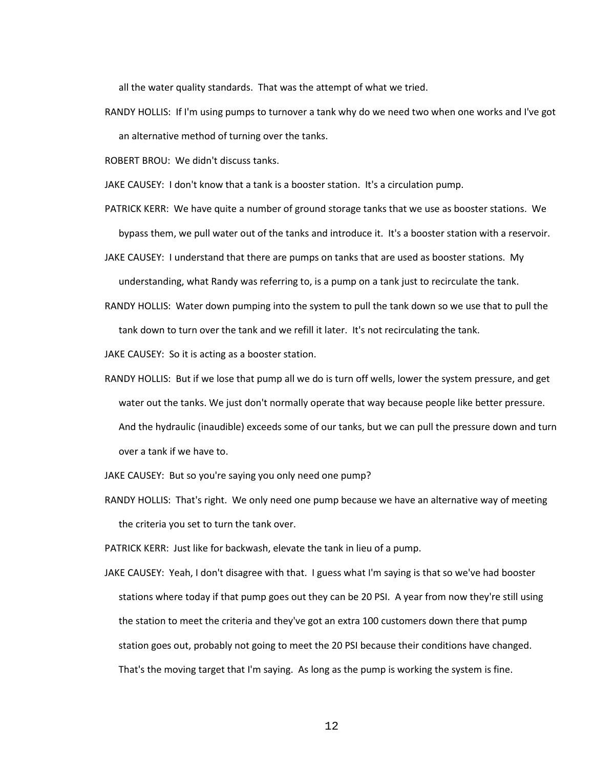all the water quality standards. That was the attempt of what we tried.

RANDY HOLLIS: If I'm using pumps to turnover a tank why do we need two when one works and I've got an alternative method of turning over the tanks.

ROBERT BROU: We didn't discuss tanks.

JAKE CAUSEY: I don't know that a tank is a booster station. It's a circulation pump.

PATRICK KERR: We have quite a number of ground storage tanks that we use as booster stations. We bypass them, we pull water out of the tanks and introduce it. It's a booster station with a reservoir.

JAKE CAUSEY: I understand that there are pumps on tanks that are used as booster stations. My understanding, what Randy was referring to, is a pump on a tank just to recirculate the tank.

RANDY HOLLIS: Water down pumping into the system to pull the tank down so we use that to pull the tank down to turn over the tank and we refill it later. It's not recirculating the tank.

JAKE CAUSEY: So it is acting as a booster station.

RANDY HOLLIS: But if we lose that pump all we do is turn off wells, lower the system pressure, and get water out the tanks. We just don't normally operate that way because people like better pressure. And the hydraulic (inaudible) exceeds some of our tanks, but we can pull the pressure down and turn over a tank if we have to.

JAKE CAUSEY: But so you're saying you only need one pump?

RANDY HOLLIS: That's right. We only need one pump because we have an alternative way of meeting the criteria you set to turn the tank over.

PATRICK KERR: Just like for backwash, elevate the tank in lieu of a pump.

JAKE CAUSEY: Yeah, I don't disagree with that. I guess what I'm saying is that so we've had booster stations where today if that pump goes out they can be 20 PSI. A year from now they're still using the station to meet the criteria and they've got an extra 100 customers down there that pump station goes out, probably not going to meet the 20 PSI because their conditions have changed. That's the moving target that I'm saying. As long as the pump is working the system is fine.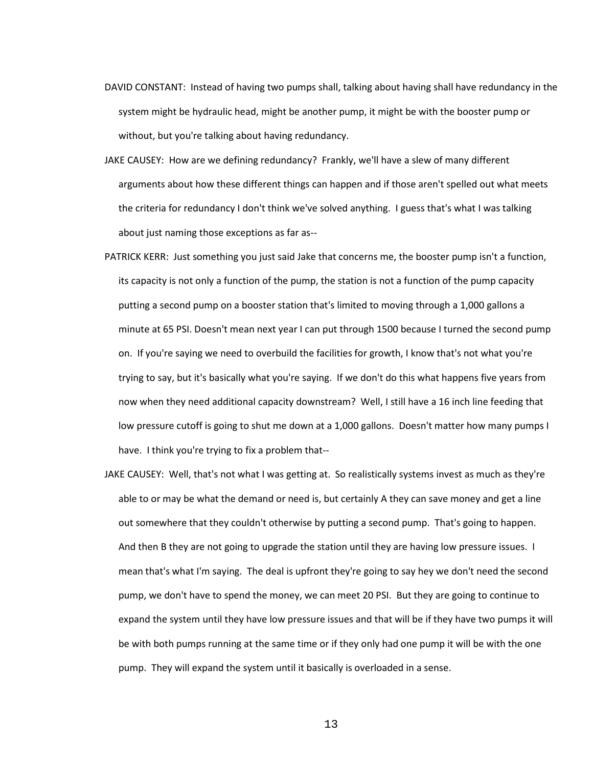DAVID CONSTANT: Instead of having two pumps shall, talking about having shall have redundancy in the system might be hydraulic head, might be another pump, it might be with the booster pump or without, but you're talking about having redundancy.

JAKE CAUSEY: How are we defining redundancy? Frankly, we'll have a slew of many different arguments about how these different things can happen and if those aren't spelled out what meets the criteria for redundancy I don't think we've solved anything. I guess that's what I was talking about just naming those exceptions as far as--

PATRICK KERR: Just something you just said Jake that concerns me, the booster pump isn't a function, its capacity is not only a function of the pump, the station is not a function of the pump capacity putting a second pump on a booster station that's limited to moving through a 1,000 gallons a minute at 65 PSI. Doesn't mean next year I can put through 1500 because I turned the second pump on. If you're saying we need to overbuild the facilities for growth, I know that's not what you're trying to say, but it's basically what you're saying. If we don't do this what happens five years from now when they need additional capacity downstream? Well, I still have a 16 inch line feeding that low pressure cutoff is going to shut me down at a 1,000 gallons. Doesn't matter how many pumps I have. I think you're trying to fix a problem that--

JAKE CAUSEY: Well, that's not what I was getting at. So realistically systems invest as much as they're able to or may be what the demand or need is, but certainly A they can save money and get a line out somewhere that they couldn't otherwise by putting a second pump. That's going to happen. And then B they are not going to upgrade the station until they are having low pressure issues. I mean that's what I'm saying. The deal is upfront they're going to say hey we don't need the second pump, we don't have to spend the money, we can meet 20 PSI. But they are going to continue to expand the system until they have low pressure issues and that will be if they have two pumps it will be with both pumps running at the same time or if they only had one pump it will be with the one pump. They will expand the system until it basically is overloaded in a sense.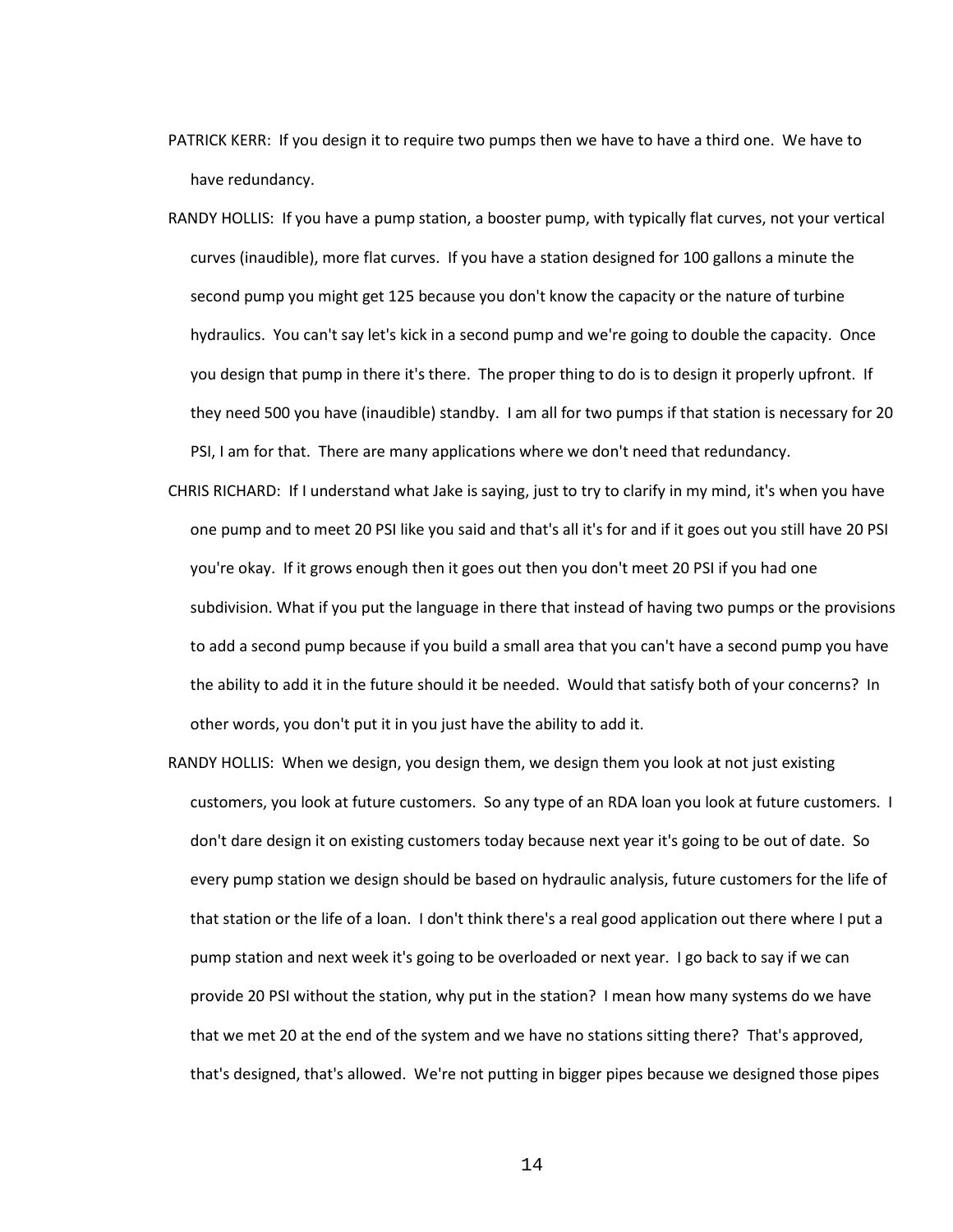PATRICK KERR: If you design it to require two pumps then we have to have a third one. We have to have redundancy.

RANDY HOLLIS: If you have a pump station, a booster pump, with typically flat curves, not your vertical curves (inaudible), more flat curves. If you have a station designed for 100 gallons a minute the second pump you might get 125 because you don't know the capacity or the nature of turbine hydraulics. You can't say let's kick in a second pump and we're going to double the capacity. Once you design that pump in there it's there. The proper thing to do is to design it properly upfront. If they need 500 you have (inaudible) standby. I am all for two pumps if that station is necessary for 20 PSI, I am for that. There are many applications where we don't need that redundancy.

CHRIS RICHARD: If I understand what Jake is saying, just to try to clarify in my mind, it's when you have one pump and to meet 20 PSI like you said and that's all it's for and if it goes out you still have 20 PSI you're okay. If it grows enough then it goes out then you don't meet 20 PSI if you had one subdivision. What if you put the language in there that instead of having two pumps or the provisions to add a second pump because if you build a small area that you can't have a second pump you have the ability to add it in the future should it be needed. Would that satisfy both of your concerns? In other words, you don't put it in you just have the ability to add it.

RANDY HOLLIS: When we design, you design them, we design them you look at not just existing customers, you look at future customers. So any type of an RDA loan you look at future customers. I don't dare design it on existing customers today because next year it's going to be out of date. So every pump station we design should be based on hydraulic analysis, future customers for the life of that station or the life of a loan. I don't think there's a real good application out there where I put a pump station and next week it's going to be overloaded or next year. I go back to say if we can provide 20 PSI without the station, why put in the station? I mean how many systems do we have that we met 20 at the end of the system and we have no stations sitting there? That's approved, that's designed, that's allowed. We're not putting in bigger pipes because we designed those pipes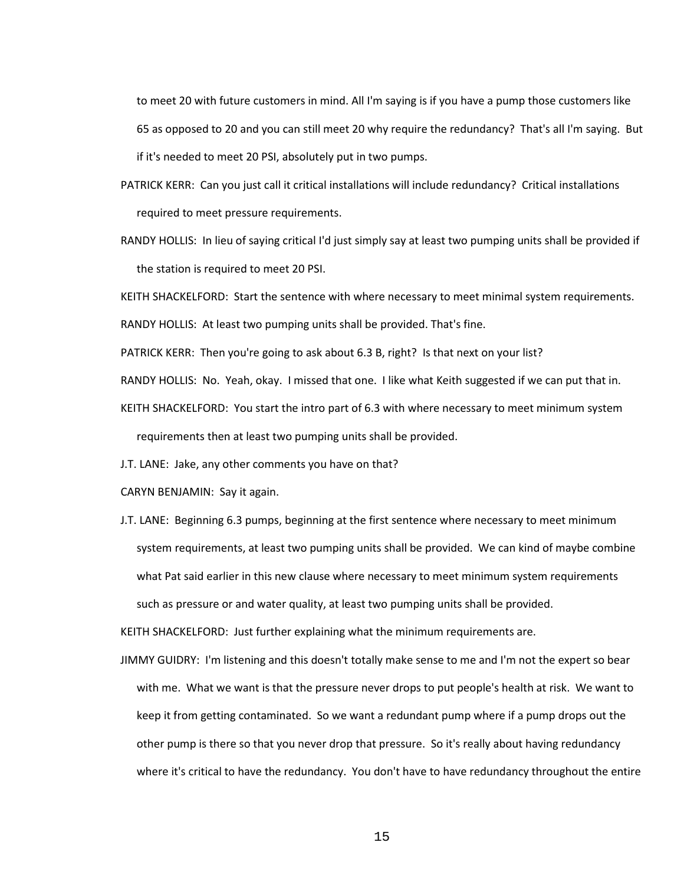to meet 20 with future customers in mind. All I'm saying is if you have a pump those customers like 65 as opposed to 20 and you can still meet 20 why require the redundancy? That's all I'm saying. But if it's needed to meet 20 PSI, absolutely put in two pumps.

PATRICK KERR: Can you just call it critical installations will include redundancy? Critical installations required to meet pressure requirements.

RANDY HOLLIS: In lieu of saying critical I'd just simply say at least two pumping units shall be provided if the station is required to meet 20 PSI.

KEITH SHACKELFORD: Start the sentence with where necessary to meet minimal system requirements.

RANDY HOLLIS: At least two pumping units shall be provided. That's fine.

PATRICK KERR: Then you're going to ask about 6.3 B, right? Is that next on your list?

RANDY HOLLIS: No. Yeah, okay. I missed that one. I like what Keith suggested if we can put that in.

KEITH SHACKELFORD: You start the intro part of 6.3 with where necessary to meet minimum system requirements then at least two pumping units shall be provided.

J.T. LANE: Jake, any other comments you have on that?

CARYN BENJAMIN: Say it again.

J.T. LANE: Beginning 6.3 pumps, beginning at the first sentence where necessary to meet minimum system requirements, at least two pumping units shall be provided. We can kind of maybe combine what Pat said earlier in this new clause where necessary to meet minimum system requirements such as pressure or and water quality, at least two pumping units shall be provided.

KEITH SHACKELFORD: Just further explaining what the minimum requirements are.

JIMMY GUIDRY: I'm listening and this doesn't totally make sense to me and I'm not the expert so bear with me. What we want is that the pressure never drops to put people's health at risk. We want to keep it from getting contaminated. So we want a redundant pump where if a pump drops out the other pump is there so that you never drop that pressure. So it's really about having redundancy where it's critical to have the redundancy. You don't have to have redundancy throughout the entire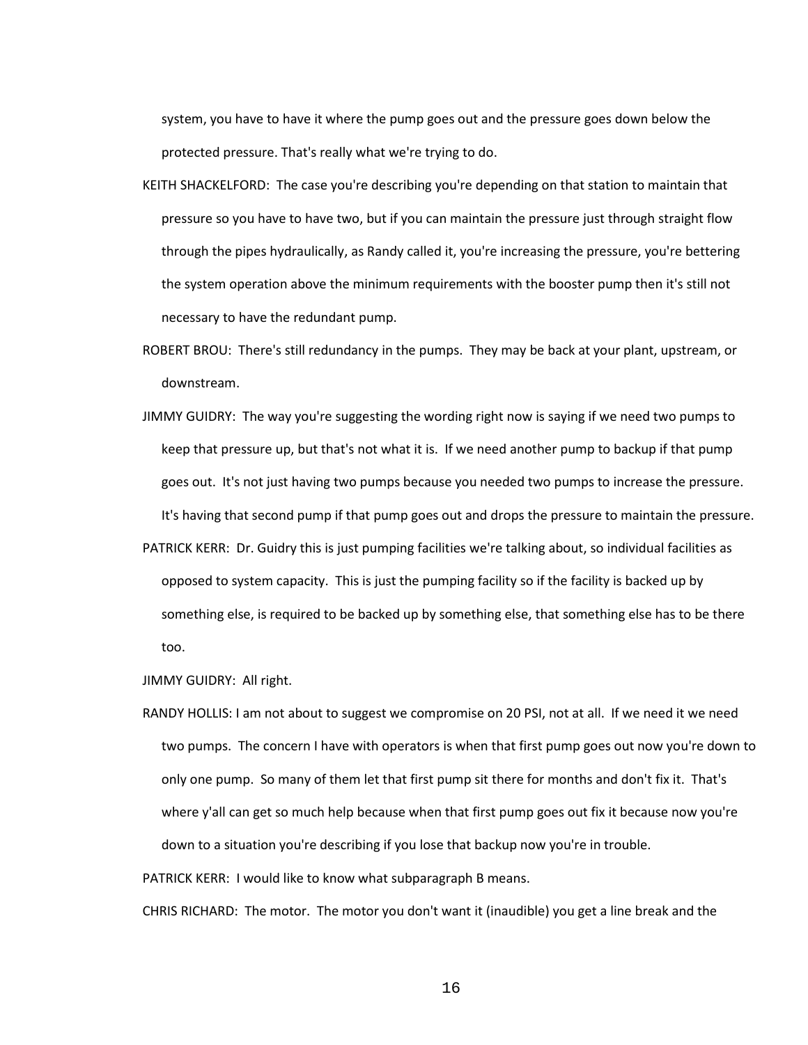system, you have to have it where the pump goes out and the pressure goes down below the protected pressure. That's really what we're trying to do.

KEITH SHACKELFORD: The case you're describing you're depending on that station to maintain that pressure so you have to have two, but if you can maintain the pressure just through straight flow through the pipes hydraulically, as Randy called it, you're increasing the pressure, you're bettering the system operation above the minimum requirements with the booster pump then it's still not necessary to have the redundant pump.

ROBERT BROU: There's still redundancy in the pumps. They may be back at your plant, upstream, or downstream.

JIMMY GUIDRY: The way you're suggesting the wording right now is saying if we need two pumps to keep that pressure up, but that's not what it is. If we need another pump to backup if that pump goes out. It's not just having two pumps because you needed two pumps to increase the pressure. It's having that second pump if that pump goes out and drops the pressure to maintain the pressure.

PATRICK KERR: Dr. Guidry this is just pumping facilities we're talking about, so individual facilities as opposed to system capacity. This is just the pumping facility so if the facility is backed up by something else, is required to be backed up by something else, that something else has to be there too.

JIMMY GUIDRY: All right.

RANDY HOLLIS: I am not about to suggest we compromise on 20 PSI, not at all. If we need it we need two pumps. The concern I have with operators is when that first pump goes out now you're down to only one pump. So many of them let that first pump sit there for months and don't fix it. That's where y'all can get so much help because when that first pump goes out fix it because now you're down to a situation you're describing if you lose that backup now you're in trouble.

PATRICK KERR: I would like to know what subparagraph B means.

CHRIS RICHARD: The motor. The motor you don't want it (inaudible) you get a line break and the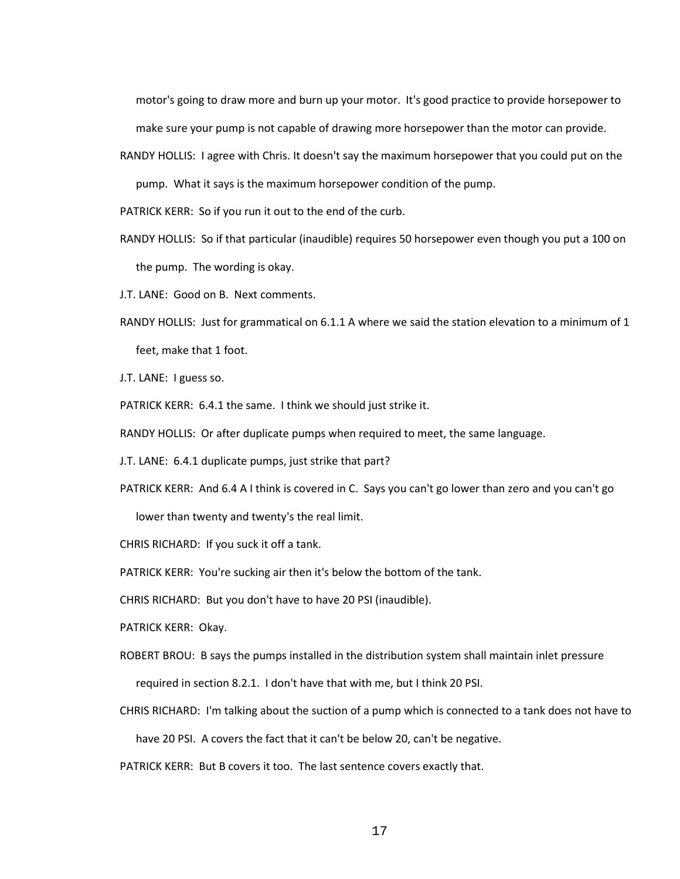motor's going to draw more and burn up your motor. It's good practice to provide horsepower to make sure your pump is not capable of drawing more horsepower than the motor can provide.

RANDY HOLLIS: I agree with Chris. It doesn't say the maximum horsepower that you could put on the pump. What it says is the maximum horsepower condition of the pump.

PATRICK KERR: So if you run it out to the end of the curb.

RANDY HOLLIS: So if that particular (inaudible) requires 50 horsepower even though you put a 100 on the pump. The wording is okay.

J.T. LANE: Good on B. Next comments.

RANDY HOLLIS: Just for grammatical on 6.1.1 A where we said the station elevation to a minimum of 1 feet, make that 1 foot.

J.T. LANE: I guess so.

PATRICK KERR: 6.4.1 the same. I think we should just strike it.

RANDY HOLLIS: Or after duplicate pumps when required to meet, the same language.

J.T. LANE: 6.4.1 duplicate pumps, just strike that part?

PATRICK KERR: And 6.4 A I think is covered in C. Says you can't go lower than zero and you can't go lower than twenty and twenty's the real limit.

CHRIS RICHARD: If you suck it off a tank.

PATRICK KERR: You're sucking air then it's below the bottom of the tank.

CHRIS RICHARD: But you don't have to have 20 PSI (inaudible).

PATRICK KERR: Okay.

ROBERT BROU: B says the pumps installed in the distribution system shall maintain inlet pressure required in section 8.2.1. I don't have that with me, but I think 20 PSI.

CHRIS RICHARD: I'm talking about the suction of a pump which is connected to a tank does not have to have 20 PSI. A covers the fact that it can't be below 20, can't be negative.

PATRICK KERR: But B covers it too. The last sentence covers exactly that.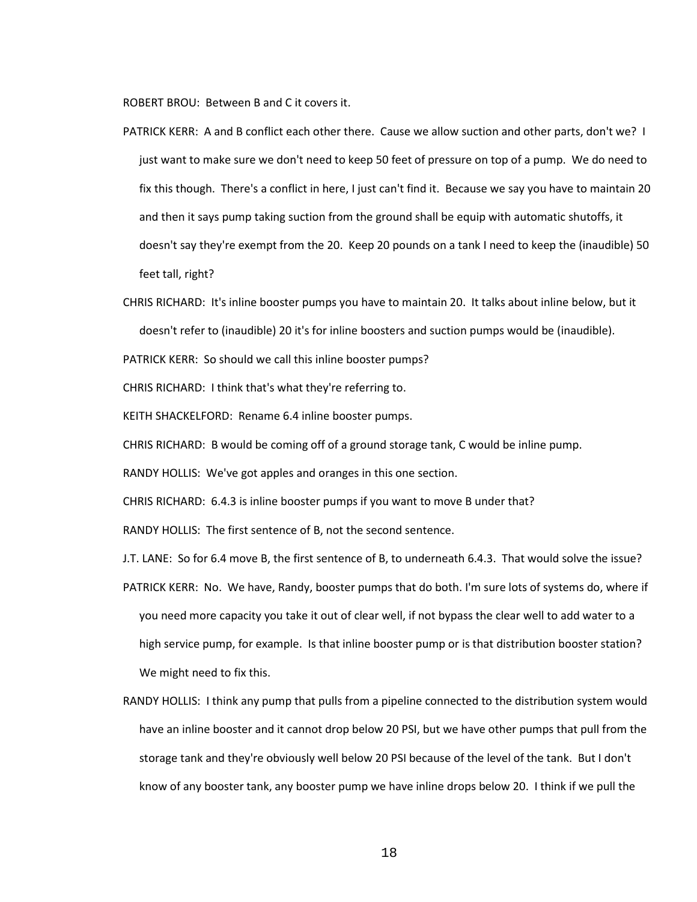ROBERT BROU: Between B and C it covers it.

PATRICK KERR: A and B conflict each other there. Cause we allow suction and other parts, don't we? I just want to make sure we don't need to keep 50 feet of pressure on top of a pump. We do need to fix this though. There's a conflict in here, I just can't find it. Because we say you have to maintain 20 and then it says pump taking suction from the ground shall be equip with automatic shutoffs, it doesn't say they're exempt from the 20. Keep 20 pounds on a tank I need to keep the (inaudible) 50 feet tall, right?

CHRIS RICHARD: It's inline booster pumps you have to maintain 20. It talks about inline below, but it doesn't refer to (inaudible) 20 it's for inline boosters and suction pumps would be (inaudible).

PATRICK KERR: So should we call this inline booster pumps?

CHRIS RICHARD: I think that's what they're referring to.

KEITH SHACKELFORD: Rename 6.4 inline booster pumps.

CHRIS RICHARD: B would be coming off of a ground storage tank, C would be inline pump.

RANDY HOLLIS: We've got apples and oranges in this one section.

CHRIS RICHARD: 6.4.3 is inline booster pumps if you want to move B under that?

RANDY HOLLIS: The first sentence of B, not the second sentence.

J.T. LANE: So for 6.4 move B, the first sentence of B, to underneath 6.4.3. That would solve the issue?

PATRICK KERR: No. We have, Randy, booster pumps that do both. I'm sure lots of systems do, where if you need more capacity you take it out of clear well, if not bypass the clear well to add water to a high service pump, for example. Is that inline booster pump or is that distribution booster station? We might need to fix this.

RANDY HOLLIS: I think any pump that pulls from a pipeline connected to the distribution system would have an inline booster and it cannot drop below 20 PSI, but we have other pumps that pull from the storage tank and they're obviously well below 20 PSI because of the level of the tank. But I don't know of any booster tank, any booster pump we have inline drops below 20. I think if we pull the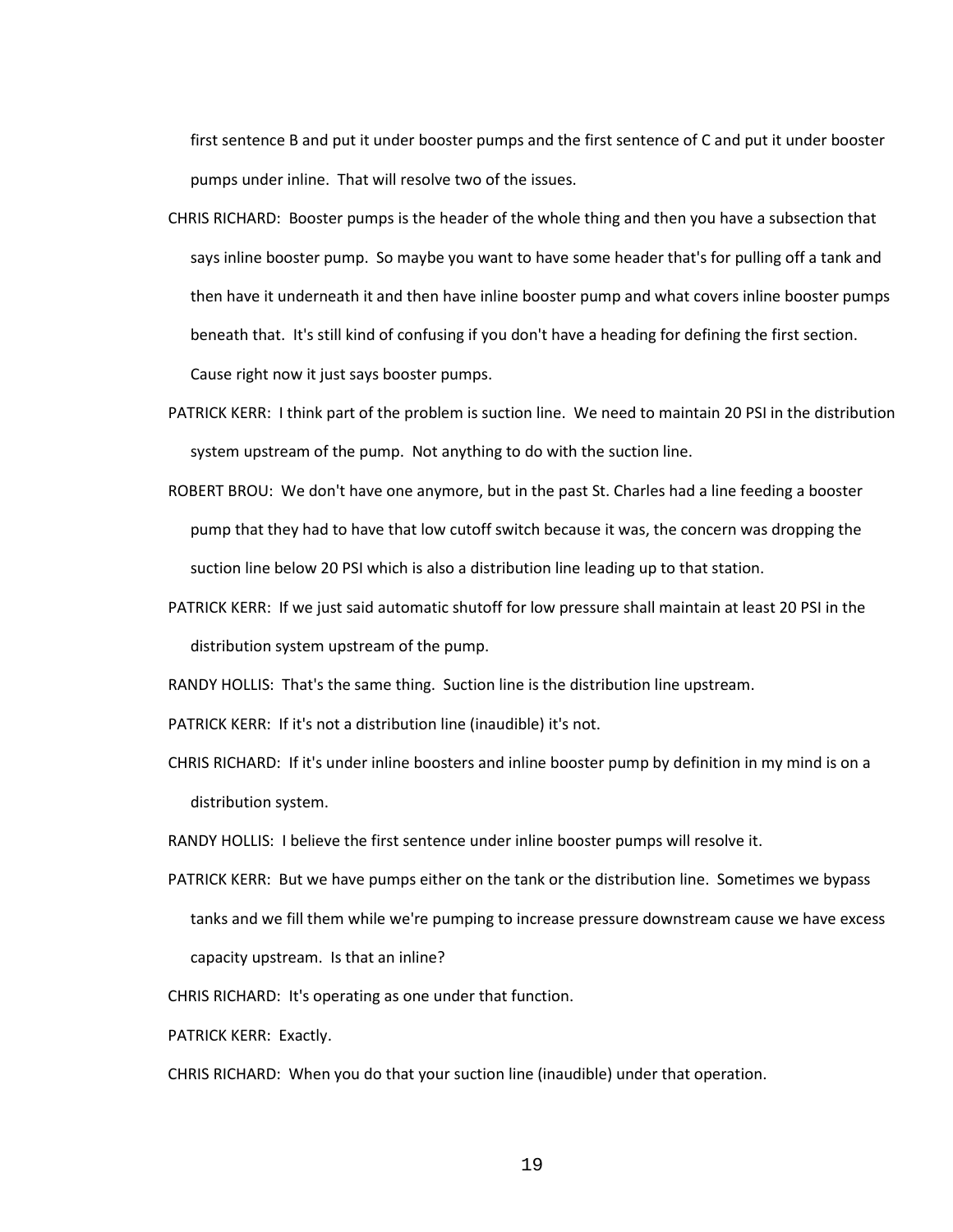first sentence B and put it under booster pumps and the first sentence of C and put it under booster pumps under inline. That will resolve two of the issues.

CHRIS RICHARD: Booster pumps is the header of the whole thing and then you have a subsection that says inline booster pump. So maybe you want to have some header that's for pulling off a tank and then have it underneath it and then have inline booster pump and what covers inline booster pumps beneath that. It's still kind of confusing if you don't have a heading for defining the first section. Cause right now it just says booster pumps.

PATRICK KERR: I think part of the problem is suction line. We need to maintain 20 PSI in the distribution system upstream of the pump. Not anything to do with the suction line.

ROBERT BROU: We don't have one anymore, but in the past St. Charles had a line feeding a booster pump that they had to have that low cutoff switch because it was, the concern was dropping the suction line below 20 PSI which is also a distribution line leading up to that station.

PATRICK KERR: If we just said automatic shutoff for low pressure shall maintain at least 20 PSI in the distribution system upstream of the pump.

RANDY HOLLIS: That's the same thing. Suction line is the distribution line upstream.

PATRICK KERR: If it's not a distribution line (inaudible) it's not.

CHRIS RICHARD: If it's under inline boosters and inline booster pump by definition in my mind is on a distribution system.

RANDY HOLLIS: I believe the first sentence under inline booster pumps will resolve it.

PATRICK KERR: But we have pumps either on the tank or the distribution line. Sometimes we bypass tanks and we fill them while we're pumping to increase pressure downstream cause we have excess capacity upstream. Is that an inline?

CHRIS RICHARD: It's operating as one under that function.

PATRICK KERR: Exactly.

CHRIS RICHARD: When you do that your suction line (inaudible) under that operation.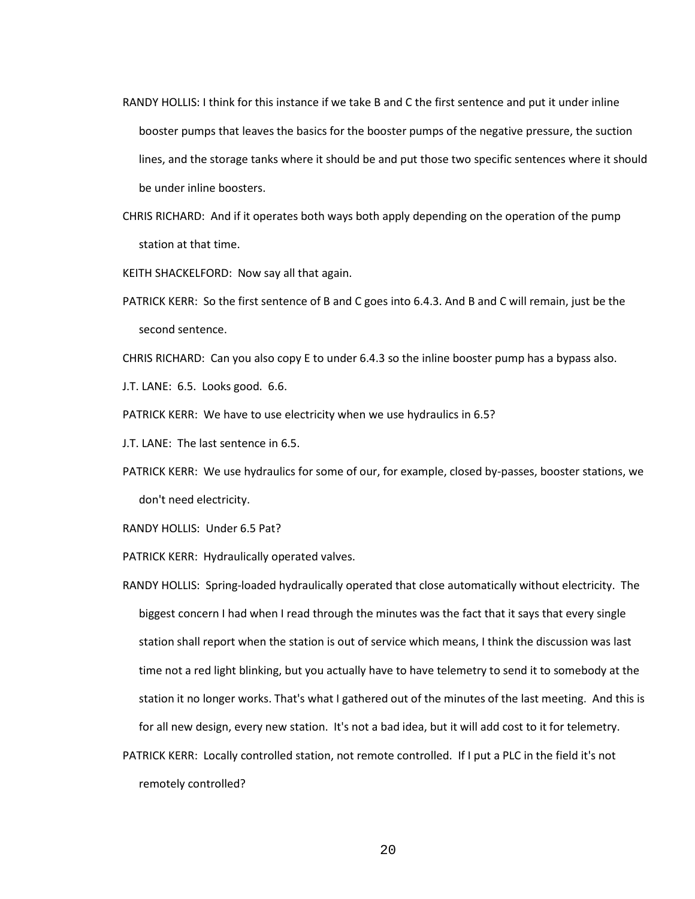RANDY HOLLIS: I think for this instance if we take B and C the first sentence and put it under inline booster pumps that leaves the basics for the booster pumps of the negative pressure, the suction lines, and the storage tanks where it should be and put those two specific sentences where it should be under inline boosters.

CHRIS RICHARD: And if it operates both ways both apply depending on the operation of the pump station at that time.

KEITH SHACKELFORD: Now say all that again.

PATRICK KERR: So the first sentence of B and C goes into 6.4.3. And B and C will remain, just be the second sentence.

CHRIS RICHARD: Can you also copy E to under 6.4.3 so the inline booster pump has a bypass also.

J.T. LANE: 6.5. Looks good. 6.6.

PATRICK KERR: We have to use electricity when we use hydraulics in 6.5?

J.T. LANE: The last sentence in 6.5.

PATRICK KERR: We use hydraulics for some of our, for example, closed by-passes, booster stations, we don't need electricity.

RANDY HOLLIS: Under 6.5 Pat?

PATRICK KERR: Hydraulically operated valves.

RANDY HOLLIS: Spring-loaded hydraulically operated that close automatically without electricity. The biggest concern I had when I read through the minutes was the fact that it says that every single station shall report when the station is out of service which means, I think the discussion was last time not a red light blinking, but you actually have to have telemetry to send it to somebody at the station it no longer works. That's what I gathered out of the minutes of the last meeting. And this is for all new design, every new station. It's not a bad idea, but it will add cost to it for telemetry.

PATRICK KERR: Locally controlled station, not remote controlled. If I put a PLC in the field it's not remotely controlled?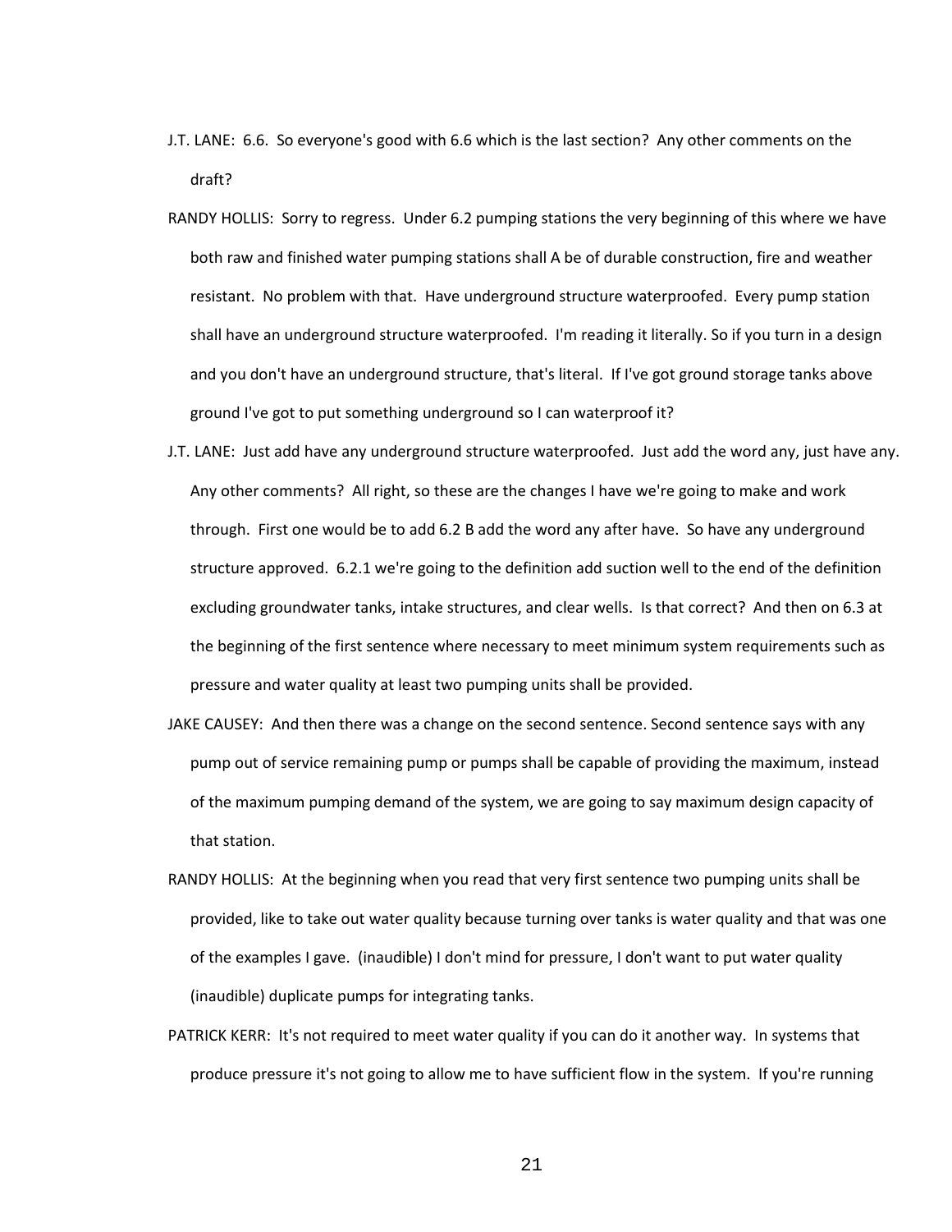J.T. LANE: 6.6. So everyone's good with 6.6 which is the last section? Any other comments on the draft?

RANDY HOLLIS: Sorry to regress. Under 6.2 pumping stations the very beginning of this where we have both raw and finished water pumping stations shall A be of durable construction, fire and weather resistant. No problem with that. Have underground structure waterproofed. Every pump station shall have an underground structure waterproofed. I'm reading it literally. So if you turn in a design and you don't have an underground structure, that's literal. If I've got ground storage tanks above ground I've got to put something underground so I can waterproof it?

J.T. LANE: Just add have any underground structure waterproofed. Just add the word any, just have any. Any other comments? All right, so these are the changes I have we're going to make and work through. First one would be to add 6.2 B add the word any after have. So have any underground structure approved. 6.2.1 we're going to the definition add suction well to the end of the definition excluding groundwater tanks, intake structures, and clear wells. Is that correct? And then on 6.3 at the beginning of the first sentence where necessary to meet minimum system requirements such as pressure and water quality at least two pumping units shall be provided.

JAKE CAUSEY: And then there was a change on the second sentence. Second sentence says with any pump out of service remaining pump or pumps shall be capable of providing the maximum, instead of the maximum pumping demand of the system, we are going to say maximum design capacity of that station.

RANDY HOLLIS: At the beginning when you read that very first sentence two pumping units shall be provided, like to take out water quality because turning over tanks is water quality and that was one of the examples I gave. (inaudible) I don't mind for pressure, I don't want to put water quality (inaudible) duplicate pumps for integrating tanks.

PATRICK KERR: It's not required to meet water quality if you can do it another way. In systems that produce pressure it's not going to allow me to have sufficient flow in the system. If you're running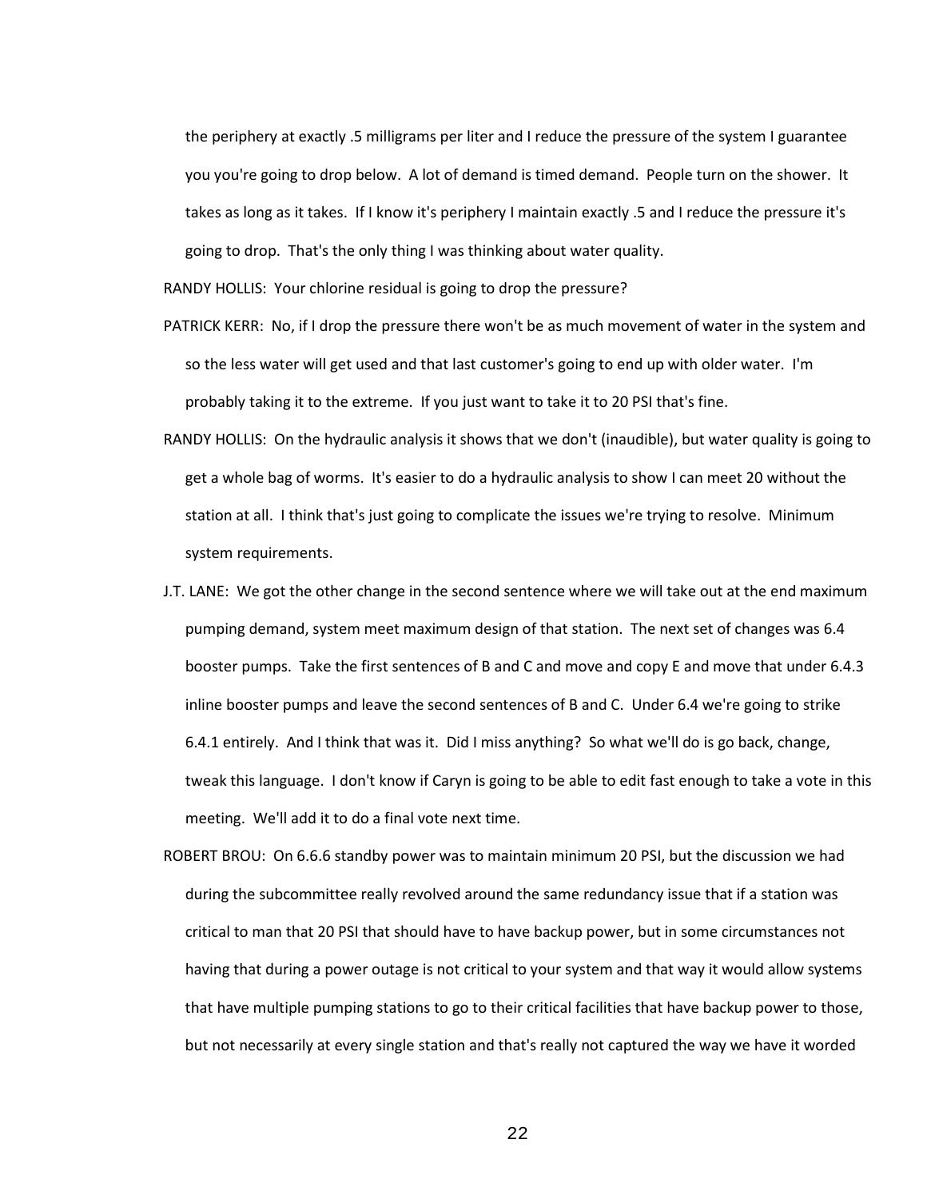the periphery at exactly .5 milligrams per liter and I reduce the pressure of the system I guarantee you you're going to drop below. A lot of demand is timed demand. People turn on the shower. It takes as long as it takes. If I know it's periphery I maintain exactly .5 and I reduce the pressure it's going to drop. That's the only thing I was thinking about water quality.

RANDY HOLLIS: Your chlorine residual is going to drop the pressure?

PATRICK KERR: No, if I drop the pressure there won't be as much movement of water in the system and so the less water will get used and that last customer's going to end up with older water. I'm probably taking it to the extreme. If you just want to take it to 20 PSI that's fine.

RANDY HOLLIS: On the hydraulic analysis it shows that we don't (inaudible), but water quality is going to get a whole bag of worms. It's easier to do a hydraulic analysis to show I can meet 20 without the station at all. I think that's just going to complicate the issues we're trying to resolve. Minimum system requirements.

J.T. LANE: We got the other change in the second sentence where we will take out at the end maximum pumping demand, system meet maximum design of that station. The next set of changes was 6.4 booster pumps. Take the first sentences of B and C and move and copy E and move that under 6.4.3 inline booster pumps and leave the second sentences of B and C. Under 6.4 we're going to strike 6.4.1 entirely. And I think that was it. Did I miss anything? So what we'll do is go back, change, tweak this language. I don't know if Caryn is going to be able to edit fast enough to take a vote in this meeting. We'll add it to do a final vote next time.

ROBERT BROU: On 6.6.6 standby power was to maintain minimum 20 PSI, but the discussion we had during the subcommittee really revolved around the same redundancy issue that if a station was critical to man that 20 PSI that should have to have backup power, but in some circumstances not having that during a power outage is not critical to your system and that way it would allow systems that have multiple pumping stations to go to their critical facilities that have backup power to those, but not necessarily at every single station and that's really not captured the way we have it worded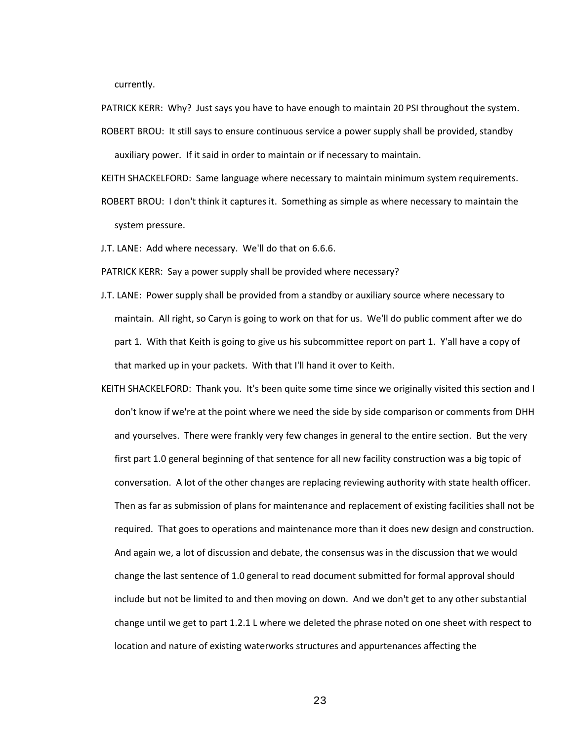currently.

PATRICK KERR: Why? Just says you have to have enough to maintain 20 PSI throughout the system.

ROBERT BROU: It still says to ensure continuous service a power supply shall be provided, standby auxiliary power. If it said in order to maintain or if necessary to maintain.

KEITH SHACKELFORD: Same language where necessary to maintain minimum system requirements.

ROBERT BROU: I don't think it captures it. Something as simple as where necessary to maintain the system pressure.

J.T. LANE: Add where necessary. We'll do that on 6.6.6.

PATRICK KERR: Say a power supply shall be provided where necessary?

J.T. LANE: Power supply shall be provided from a standby or auxiliary source where necessary to maintain. All right, so Caryn is going to work on that for us. We'll do public comment after we do part 1. With that Keith is going to give us his subcommittee report on part 1. Y'all have a copy of that marked up in your packets. With that I'll hand it over to Keith.

KEITH SHACKELFORD: Thank you. It's been quite some time since we originally visited this section and I don't know if we're at the point where we need the side by side comparison or comments from DHH and yourselves. There were frankly very few changes in general to the entire section. But the very first part 1.0 general beginning of that sentence for all new facility construction was a big topic of conversation. A lot of the other changes are replacing reviewing authority with state health officer. Then as far as submission of plans for maintenance and replacement of existing facilities shall not be required. That goes to operations and maintenance more than it does new design and construction. And again we, a lot of discussion and debate, the consensus was in the discussion that we would change the last sentence of 1.0 general to read document submitted for formal approval should include but not be limited to and then moving on down. And we don't get to any other substantial change until we get to part 1.2.1 L where we deleted the phrase noted on one sheet with respect to location and nature of existing waterworks structures and appurtenances affecting the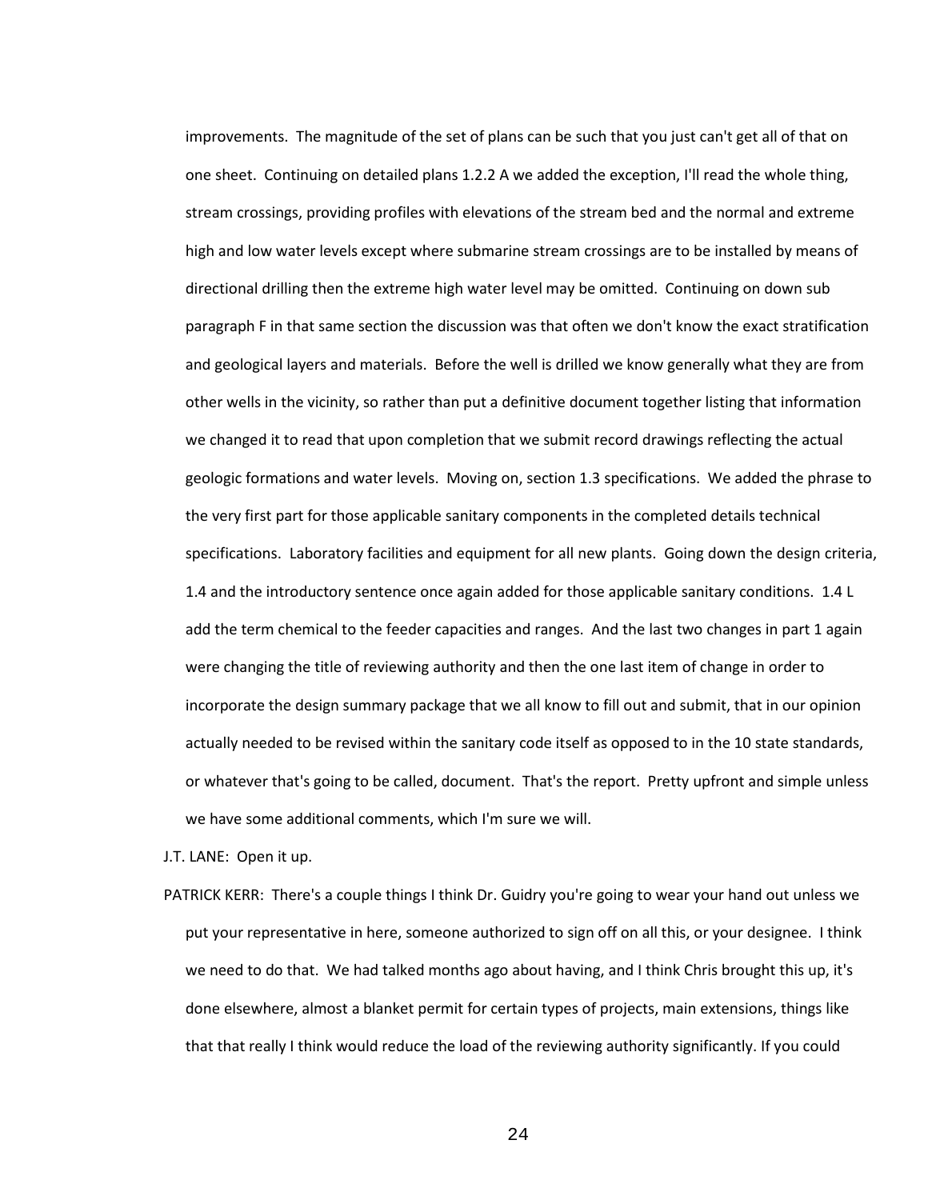improvements. The magnitude of the set of plans can be such that you just can't get all of that on one sheet. Continuing on detailed plans 1.2.2 A we added the exception, I'll read the whole thing, stream crossings, providing profiles with elevations of the stream bed and the normal and extreme high and low water levels except where submarine stream crossings are to be installed by means of directional drilling then the extreme high water level may be omitted. Continuing on down sub paragraph F in that same section the discussion was that often we don't know the exact stratification and geological layers and materials. Before the well is drilled we know generally what they are from other wells in the vicinity, so rather than put a definitive document together listing that information we changed it to read that upon completion that we submit record drawings reflecting the actual geologic formations and water levels. Moving on, section 1.3 specifications. We added the phrase to the very first part for those applicable sanitary components in the completed details technical specifications. Laboratory facilities and equipment for all new plants. Going down the design criteria, 1.4 and the introductory sentence once again added for those applicable sanitary conditions. 1.4 L add the term chemical to the feeder capacities and ranges. And the last two changes in part 1 again were changing the title of reviewing authority and then the one last item of change in order to incorporate the design summary package that we all know to fill out and submit, that in our opinion actually needed to be revised within the sanitary code itself as opposed to in the 10 state standards, or whatever that's going to be called, document. That's the report. Pretty upfront and simple unless we have some additional comments, which I'm sure we will.

J.T. LANE: Open it up.

PATRICK KERR: There's a couple things I think Dr. Guidry you're going to wear your hand out unless we put your representative in here, someone authorized to sign off on all this, or your designee. I think we need to do that. We had talked months ago about having, and I think Chris brought this up, it's done elsewhere, almost a blanket permit for certain types of projects, main extensions, things like that that really I think would reduce the load of the reviewing authority significantly. If you could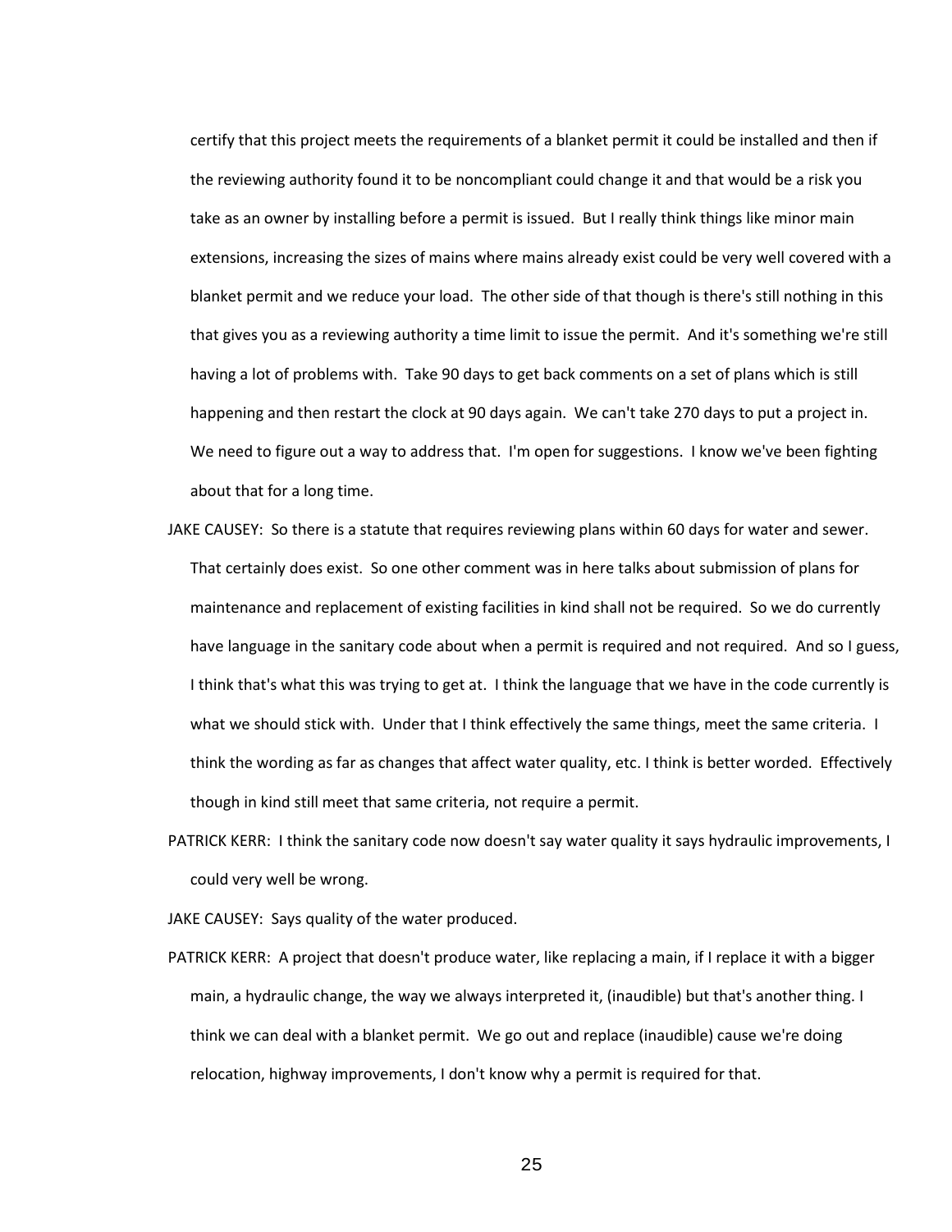certify that this project meets the requirements of a blanket permit it could be installed and then if the reviewing authority found it to be noncompliant could change it and that would be a risk you take as an owner by installing before a permit is issued. But I really think things like minor main extensions, increasing the sizes of mains where mains already exist could be very well covered with a blanket permit and we reduce your load. The other side of that though is there's still nothing in this that gives you as a reviewing authority a time limit to issue the permit. And it's something we're still having a lot of problems with. Take 90 days to get back comments on a set of plans which is still happening and then restart the clock at 90 days again. We can't take 270 days to put a project in. We need to figure out a way to address that. I'm open for suggestions. I know we've been fighting about that for a long time.

JAKE CAUSEY: So there is a statute that requires reviewing plans within 60 days for water and sewer. That certainly does exist. So one other comment was in here talks about submission of plans for maintenance and replacement of existing facilities in kind shall not be required. So we do currently have language in the sanitary code about when a permit is required and not required. And so I guess, I think that's what this was trying to get at. I think the language that we have in the code currently is what we should stick with. Under that I think effectively the same things, meet the same criteria. I think the wording as far as changes that affect water quality, etc. I think is better worded. Effectively though in kind still meet that same criteria, not require a permit.

PATRICK KERR: I think the sanitary code now doesn't say water quality it says hydraulic improvements, I could very well be wrong.

JAKE CAUSEY: Says quality of the water produced.

PATRICK KERR: A project that doesn't produce water, like replacing a main, if I replace it with a bigger main, a hydraulic change, the way we always interpreted it, (inaudible) but that's another thing. I think we can deal with a blanket permit. We go out and replace (inaudible) cause we're doing relocation, highway improvements, I don't know why a permit is required for that.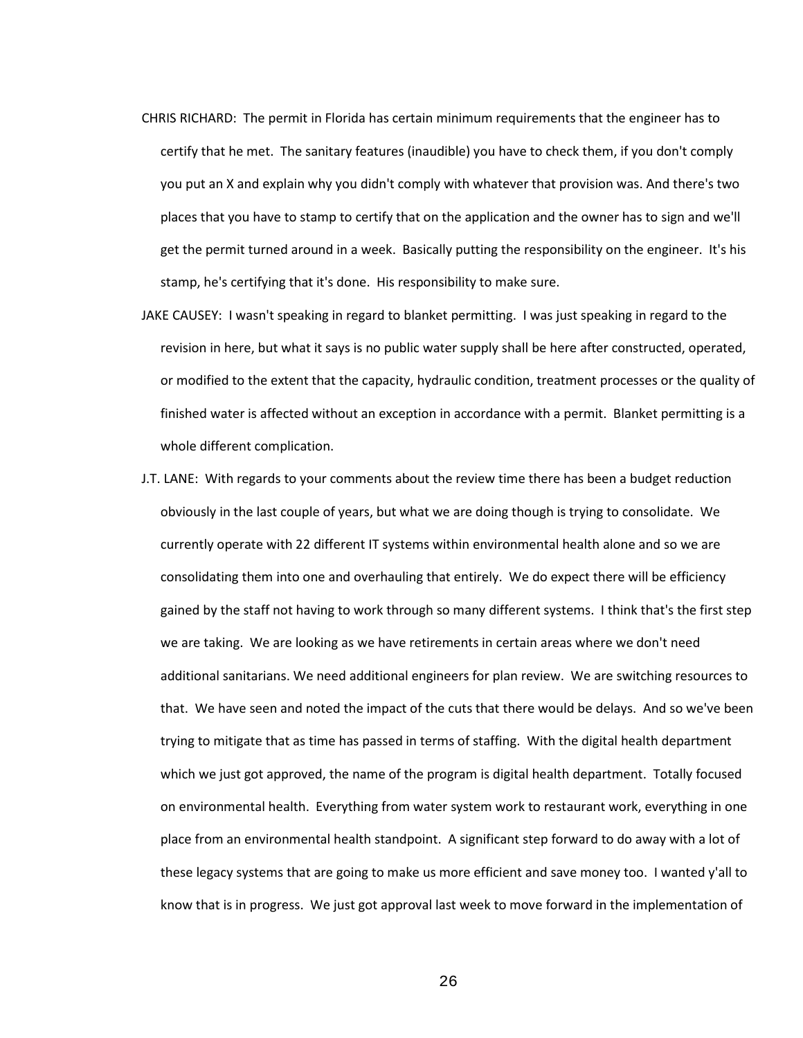CHRIS RICHARD: The permit in Florida has certain minimum requirements that the engineer has to certify that he met. The sanitary features (inaudible) you have to check them, if you don't comply you put an X and explain why you didn't comply with whatever that provision was. And there's two places that you have to stamp to certify that on the application and the owner has to sign and we'll get the permit turned around in a week. Basically putting the responsibility on the engineer. It's his stamp, he's certifying that it's done. His responsibility to make sure.

JAKE CAUSEY: I wasn't speaking in regard to blanket permitting. I was just speaking in regard to the revision in here, but what it says is no public water supply shall be here after constructed, operated, or modified to the extent that the capacity, hydraulic condition, treatment processes or the quality of finished water is affected without an exception in accordance with a permit. Blanket permitting is a whole different complication.

J.T. LANE: With regards to your comments about the review time there has been a budget reduction obviously in the last couple of years, but what we are doing though is trying to consolidate. We currently operate with 22 different IT systems within environmental health alone and so we are consolidating them into one and overhauling that entirely. We do expect there will be efficiency gained by the staff not having to work through so many different systems. I think that's the first step we are taking. We are looking as we have retirements in certain areas where we don't need additional sanitarians. We need additional engineers for plan review. We are switching resources to that. We have seen and noted the impact of the cuts that there would be delays. And so we've been trying to mitigate that as time has passed in terms of staffing. With the digital health department which we just got approved, the name of the program is digital health department. Totally focused on environmental health. Everything from water system work to restaurant work, everything in one place from an environmental health standpoint. A significant step forward to do away with a lot of these legacy systems that are going to make us more efficient and save money too. I wanted y'all to know that is in progress. We just got approval last week to move forward in the implementation of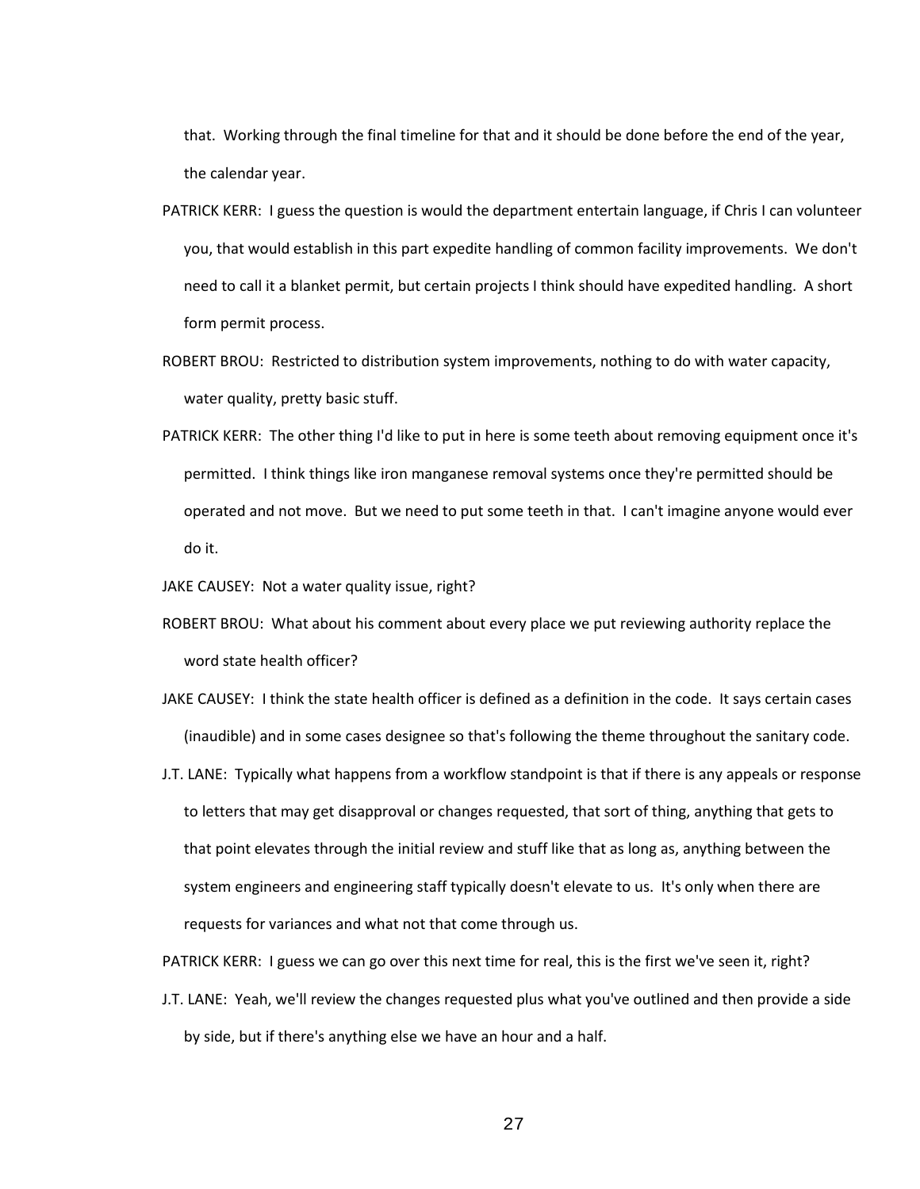that. Working through the final timeline for that and it should be done before the end of the year, the calendar year.

PATRICK KERR: I guess the question is would the department entertain language, if Chris I can volunteer you, that would establish in this part expedite handling of common facility improvements. We don't need to call it a blanket permit, but certain projects I think should have expedited handling. A short form permit process.

ROBERT BROU: Restricted to distribution system improvements, nothing to do with water capacity, water quality, pretty basic stuff.

PATRICK KERR: The other thing I'd like to put in here is some teeth about removing equipment once it's permitted. I think things like iron manganese removal systems once they're permitted should be operated and not move. But we need to put some teeth in that. I can't imagine anyone would ever do it.

JAKE CAUSEY: Not a water quality issue, right?

ROBERT BROU: What about his comment about every place we put reviewing authority replace the word state health officer?

JAKE CAUSEY: I think the state health officer is defined as a definition in the code. It says certain cases (inaudible) and in some cases designee so that's following the theme throughout the sanitary code.

J.T. LANE: Typically what happens from a workflow standpoint is that if there is any appeals or response to letters that may get disapproval or changes requested, that sort of thing, anything that gets to that point elevates through the initial review and stuff like that as long as, anything between the system engineers and engineering staff typically doesn't elevate to us. It's only when there are requests for variances and what not that come through us.

PATRICK KERR: I guess we can go over this next time for real, this is the first we've seen it, right?

J.T. LANE: Yeah, we'll review the changes requested plus what you've outlined and then provide a side by side, but if there's anything else we have an hour and a half.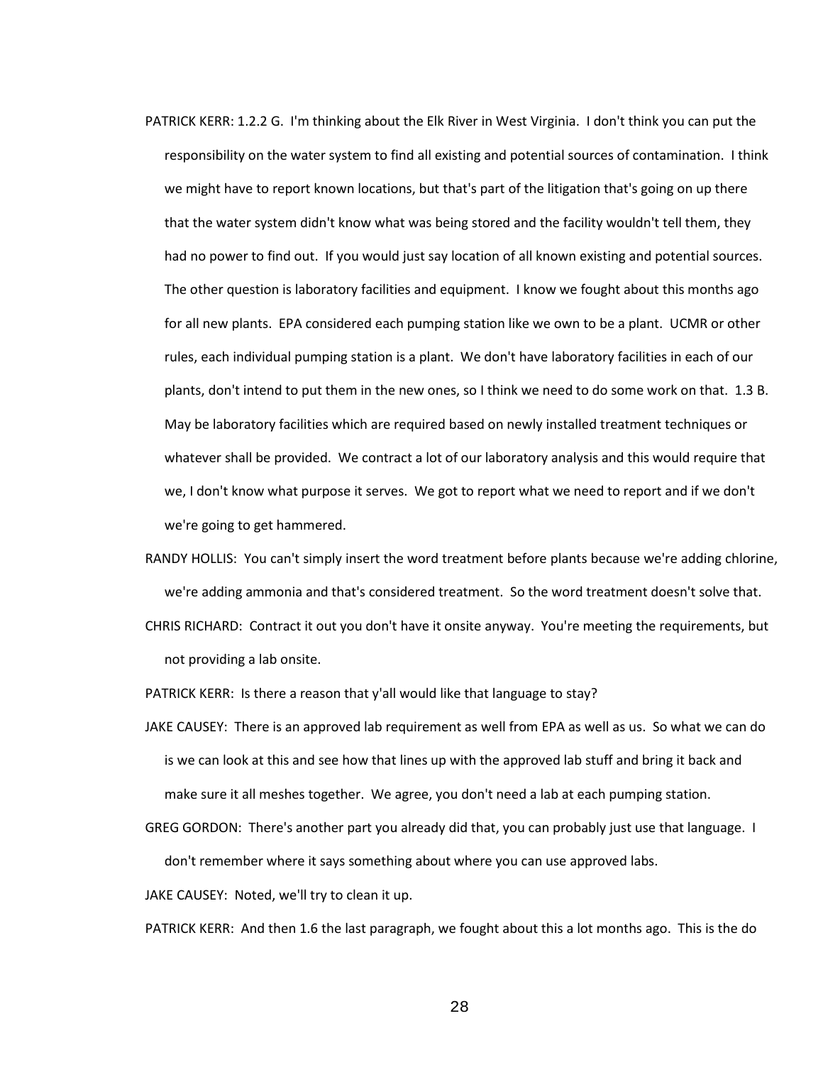PATRICK KERR: 1.2.2 G. I'm thinking about the Elk River in West Virginia. I don't think you can put the responsibility on the water system to find all existing and potential sources of contamination. I think we might have to report known locations, but that's part of the litigation that's going on up there that the water system didn't know what was being stored and the facility wouldn't tell them, they had no power to find out. If you would just say location of all known existing and potential sources. The other question is laboratory facilities and equipment. I know we fought about this months ago for all new plants. EPA considered each pumping station like we own to be a plant. UCMR or other rules, each individual pumping station is a plant. We don't have laboratory facilities in each of our plants, don't intend to put them in the new ones, so I think we need to do some work on that. 1.3 B. May be laboratory facilities which are required based on newly installed treatment techniques or whatever shall be provided. We contract a lot of our laboratory analysis and this would require that we, I don't know what purpose it serves. We got to report what we need to report and if we don't we're going to get hammered.

RANDY HOLLIS: You can't simply insert the word treatment before plants because we're adding chlorine, we're adding ammonia and that's considered treatment. So the word treatment doesn't solve that.

CHRIS RICHARD: Contract it out you don't have it onsite anyway. You're meeting the requirements, but not providing a lab onsite.

PATRICK KERR: Is there a reason that y'all would like that language to stay?

JAKE CAUSEY: There is an approved lab requirement as well from EPA as well as us. So what we can do is we can look at this and see how that lines up with the approved lab stuff and bring it back and make sure it all meshes together. We agree, you don't need a lab at each pumping station.

GREG GORDON: There's another part you already did that, you can probably just use that language. I don't remember where it says something about where you can use approved labs.

JAKE CAUSEY: Noted, we'll try to clean it up.

PATRICK KERR: And then 1.6 the last paragraph, we fought about this a lot months ago. This is the do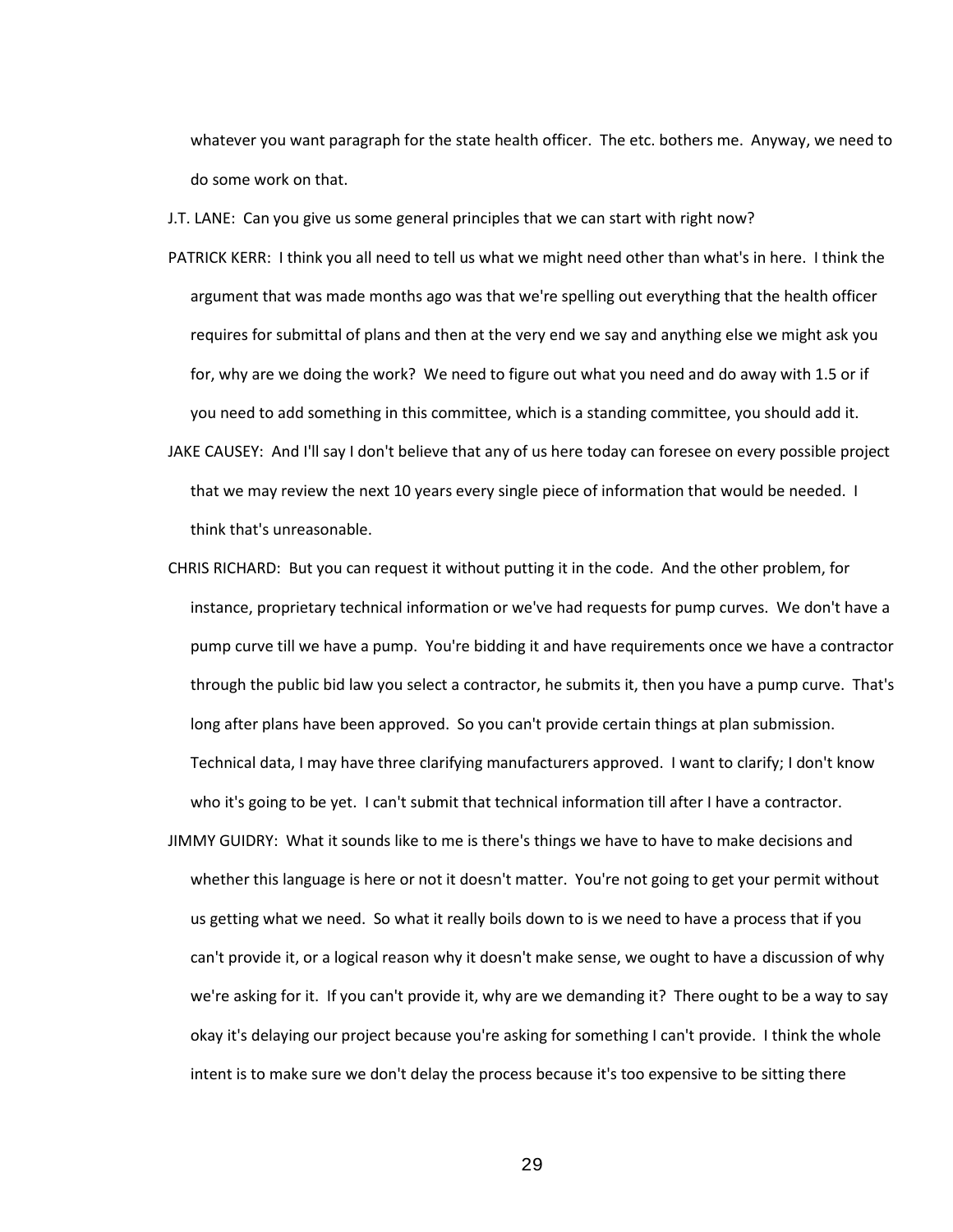whatever you want paragraph for the state health officer. The etc. bothers me. Anyway, we need to do some work on that.

J.T. LANE: Can you give us some general principles that we can start with right now?

PATRICK KERR: I think you all need to tell us what we might need other than what's in here. I think the argument that was made months ago was that we're spelling out everything that the health officer requires for submittal of plans and then at the very end we say and anything else we might ask you for, why are we doing the work? We need to figure out what you need and do away with 1.5 or if you need to add something in this committee, which is a standing committee, you should add it.

JAKE CAUSEY: And I'll say I don't believe that any of us here today can foresee on every possible project that we may review the next 10 years every single piece of information that would be needed. I think that's unreasonable.

CHRIS RICHARD: But you can request it without putting it in the code. And the other problem, for instance, proprietary technical information or we've had requests for pump curves. We don't have a pump curve till we have a pump. You're bidding it and have requirements once we have a contractor through the public bid law you select a contractor, he submits it, then you have a pump curve. That's long after plans have been approved. So you can't provide certain things at plan submission. Technical data, I may have three clarifying manufacturers approved. I want to clarify; I don't know who it's going to be yet. I can't submit that technical information till after I have a contractor.

JIMMY GUIDRY: What it sounds like to me is there's things we have to have to make decisions and whether this language is here or not it doesn't matter. You're not going to get your permit without us getting what we need. So what it really boils down to is we need to have a process that if you can't provide it, or a logical reason why it doesn't make sense, we ought to have a discussion of why we're asking for it. If you can't provide it, why are we demanding it? There ought to be a way to say okay it's delaying our project because you're asking for something I can't provide. I think the whole intent is to make sure we don't delay the process because it's too expensive to be sitting there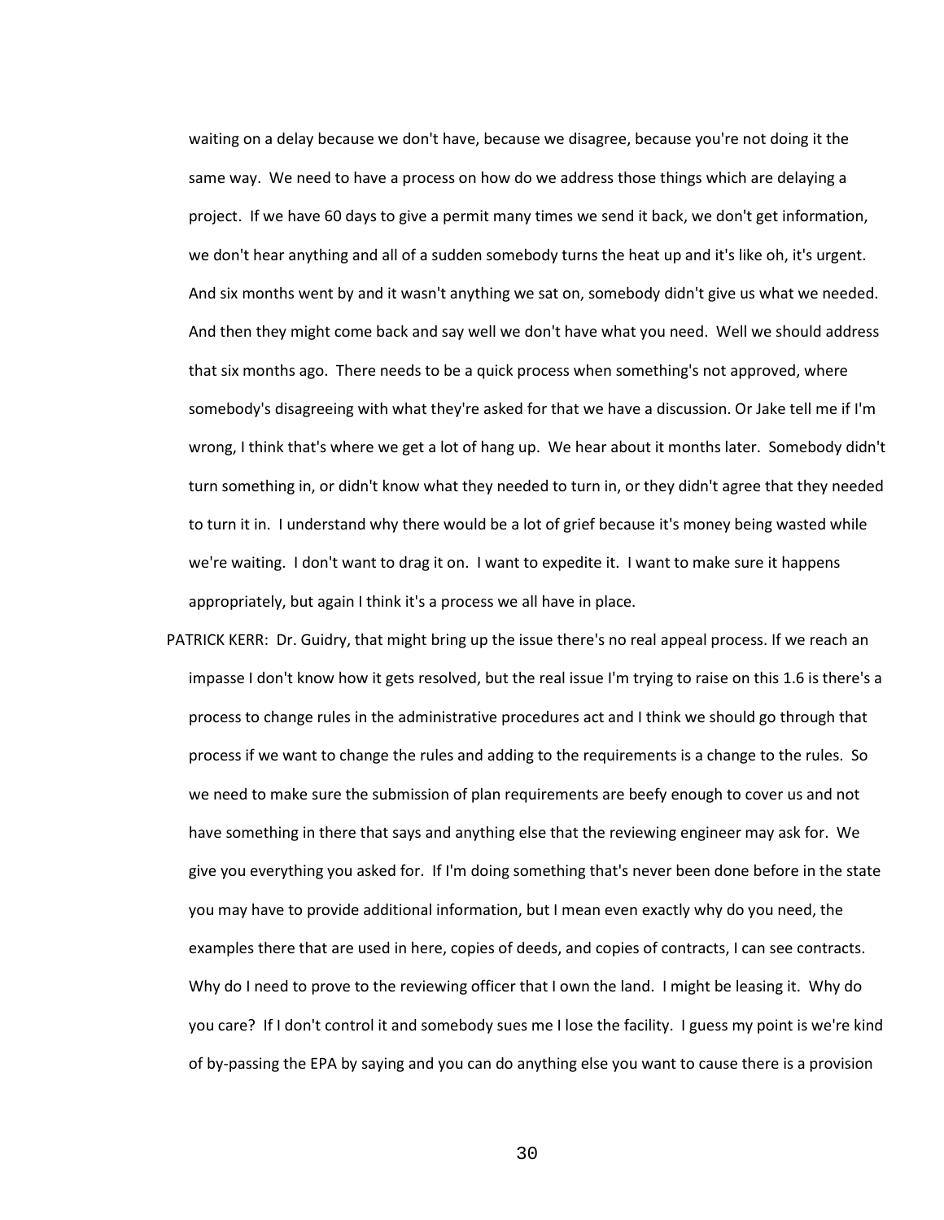waiting on a delay because we don't have, because we disagree, because you're not doing it the same way. We need to have a process on how do we address those things which are delaying a project. If we have 60 days to give a permit many times we send it back, we don't get information, we don't hear anything and all of a sudden somebody turns the heat up and it's like oh, it's urgent. And six months went by and it wasn't anything we sat on, somebody didn't give us what we needed. And then they might come back and say well we don't have what you need. Well we should address that six months ago. There needs to be a quick process when something's not approved, where somebody's disagreeing with what they're asked for that we have a discussion. Or Jake tell me if I'm wrong, I think that's where we get a lot of hang up. We hear about it months later. Somebody didn't turn something in, or didn't know what they needed to turn in, or they didn't agree that they needed to turn it in. I understand why there would be a lot of grief because it's money being wasted while we're waiting. I don't want to drag it on. I want to expedite it. I want to make sure it happens appropriately, but again I think it's a process we all have in place.

PATRICK KERR: Dr. Guidry, that might bring up the issue there's no real appeal process. If we reach an impasse I don't know how it gets resolved, but the real issue I'm trying to raise on this 1.6 is there's a process to change rules in the administrative procedures act and I think we should go through that process if we want to change the rules and adding to the requirements is a change to the rules. So we need to make sure the submission of plan requirements are beefy enough to cover us and not have something in there that says and anything else that the reviewing engineer may ask for. We give you everything you asked for. If I'm doing something that's never been done before in the state you may have to provide additional information, but I mean even exactly why do you need, the examples there that are used in here, copies of deeds, and copies of contracts, I can see contracts. Why do I need to prove to the reviewing officer that I own the land. I might be leasing it. Why do you care? If I don't control it and somebody sues me I lose the facility. I guess my point is we're kind of by-passing the EPA by saying and you can do anything else you want to cause there is a provision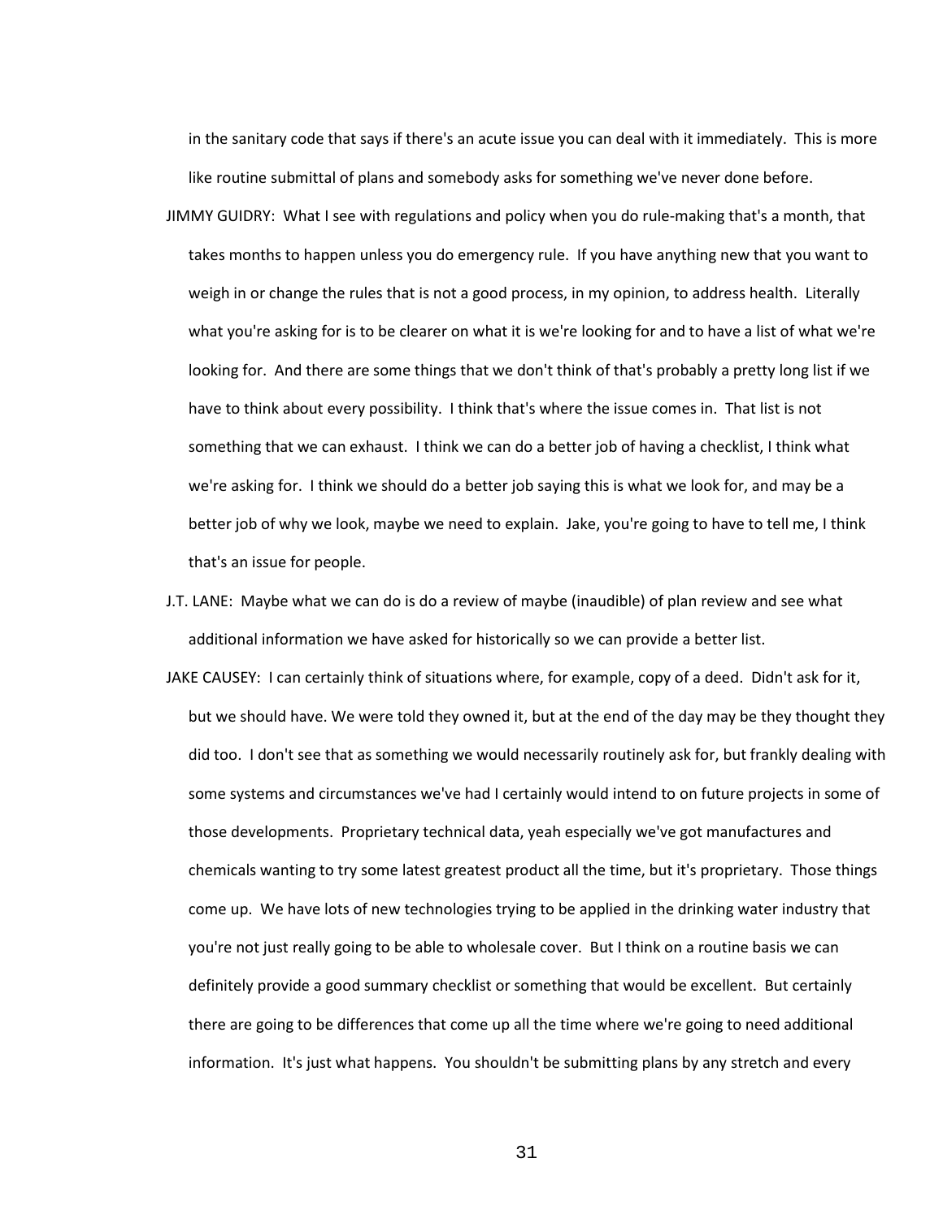in the sanitary code that says if there's an acute issue you can deal with it immediately. This is more like routine submittal of plans and somebody asks for something we've never done before.

JIMMY GUIDRY: What I see with regulations and policy when you do rule-making that's a month, that takes months to happen unless you do emergency rule. If you have anything new that you want to weigh in or change the rules that is not a good process, in my opinion, to address health. Literally what you're asking for is to be clearer on what it is we're looking for and to have a list of what we're looking for. And there are some things that we don't think of that's probably a pretty long list if we have to think about every possibility. I think that's where the issue comes in. That list is not something that we can exhaust. I think we can do a better job of having a checklist, I think what we're asking for. I think we should do a better job saying this is what we look for, and may be a better job of why we look, maybe we need to explain. Jake, you're going to have to tell me, I think that's an issue for people.

J.T. LANE: Maybe what we can do is do a review of maybe (inaudible) of plan review and see what additional information we have asked for historically so we can provide a better list.

JAKE CAUSEY: I can certainly think of situations where, for example, copy of a deed. Didn't ask for it, but we should have. We were told they owned it, but at the end of the day may be they thought they did too. I don't see that as something we would necessarily routinely ask for, but frankly dealing with some systems and circumstances we've had I certainly would intend to on future projects in some of those developments. Proprietary technical data, yeah especially we've got manufactures and chemicals wanting to try some latest greatest product all the time, but it's proprietary. Those things come up. We have lots of new technologies trying to be applied in the drinking water industry that you're not just really going to be able to wholesale cover. But I think on a routine basis we can definitely provide a good summary checklist or something that would be excellent. But certainly there are going to be differences that come up all the time where we're going to need additional information. It's just what happens. You shouldn't be submitting plans by any stretch and every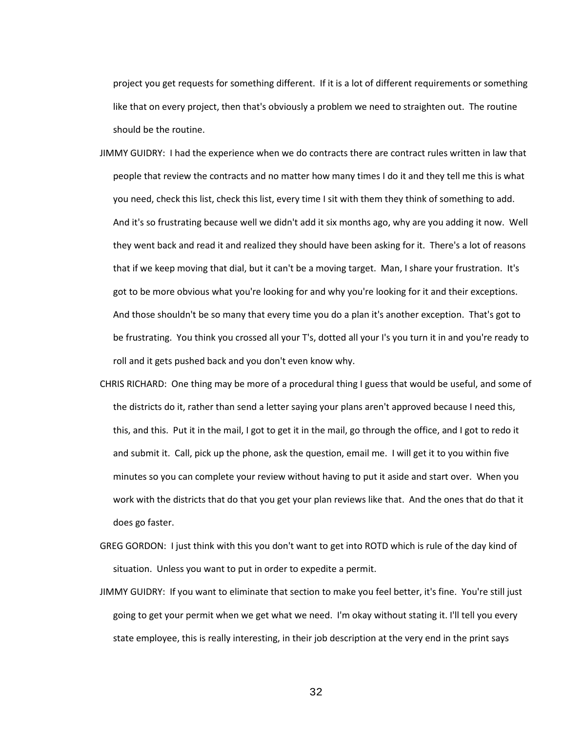project you get requests for something different. If it is a lot of different requirements or something like that on every project, then that's obviously a problem we need to straighten out. The routine should be the routine.

JIMMY GUIDRY: I had the experience when we do contracts there are contract rules written in law that people that review the contracts and no matter how many times I do it and they tell me this is what you need, check this list, check this list, every time I sit with them they think of something to add. And it's so frustrating because well we didn't add it six months ago, why are you adding it now. Well they went back and read it and realized they should have been asking for it. There's a lot of reasons that if we keep moving that dial, but it can't be a moving target. Man, I share your frustration. It's got to be more obvious what you're looking for and why you're looking for it and their exceptions. And those shouldn't be so many that every time you do a plan it's another exception. That's got to be frustrating. You think you crossed all your T's, dotted all your I's you turn it in and you're ready to roll and it gets pushed back and you don't even know why.

CHRIS RICHARD: One thing may be more of a procedural thing I guess that would be useful, and some of the districts do it, rather than send a letter saying your plans aren't approved because I need this, this, and this. Put it in the mail, I got to get it in the mail, go through the office, and I got to redo it and submit it. Call, pick up the phone, ask the question, email me. I will get it to you within five minutes so you can complete your review without having to put it aside and start over. When you work with the districts that do that you get your plan reviews like that. And the ones that do that it does go faster.

GREG GORDON: I just think with this you don't want to get into ROTD which is rule of the day kind of situation. Unless you want to put in order to expedite a permit.

JIMMY GUIDRY: If you want to eliminate that section to make you feel better, it's fine. You're still just going to get your permit when we get what we need. I'm okay without stating it. I'll tell you every state employee, this is really interesting, in their job description at the very end in the print says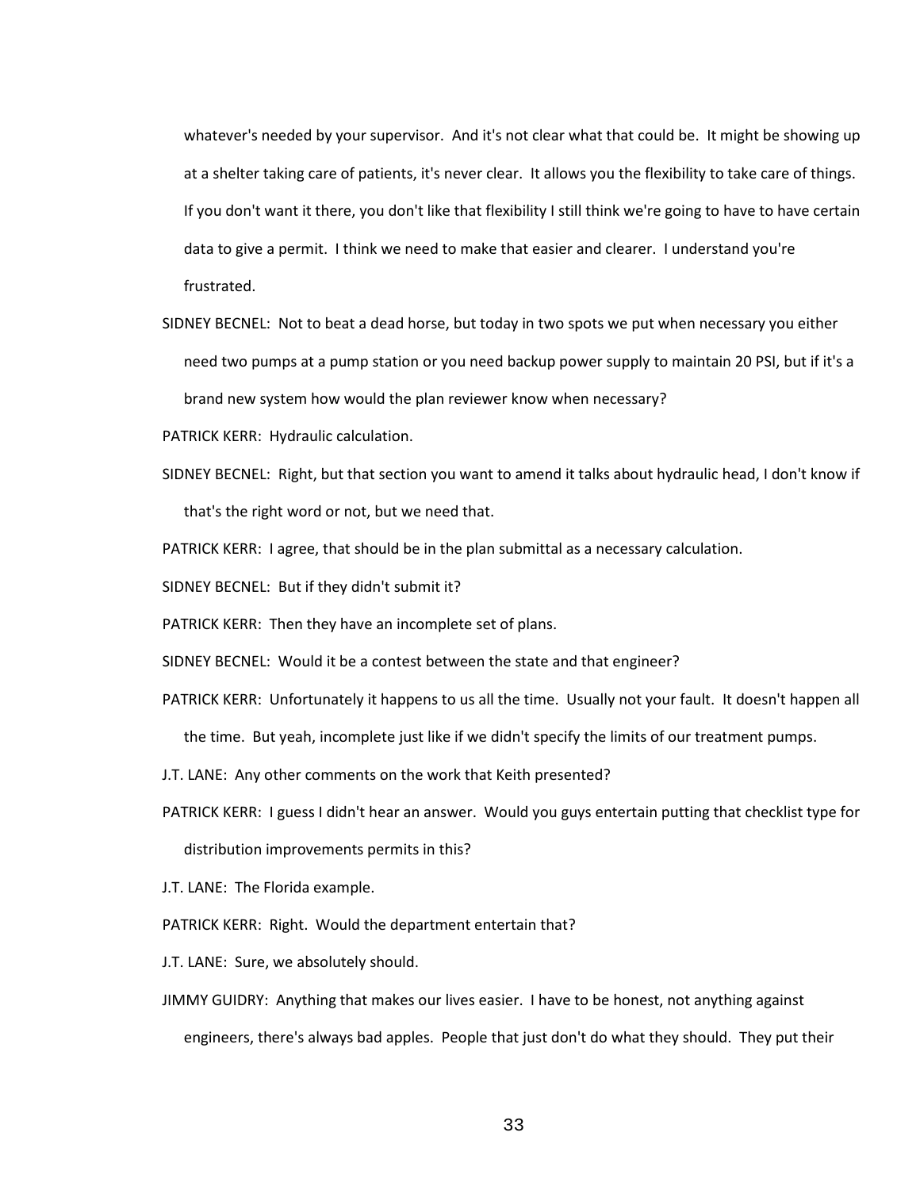whatever's needed by your supervisor. And it's not clear what that could be. It might be showing up at a shelter taking care of patients, it's never clear. It allows you the flexibility to take care of things. If you don't want it there, you don't like that flexibility I still think we're going to have to have certain data to give a permit. I think we need to make that easier and clearer. I understand you're frustrated.

SIDNEY BECNEL: Not to beat a dead horse, but today in two spots we put when necessary you either need two pumps at a pump station or you need backup power supply to maintain 20 PSI, but if it's a brand new system how would the plan reviewer know when necessary?

PATRICK KERR: Hydraulic calculation.

SIDNEY BECNEL: Right, but that section you want to amend it talks about hydraulic head, I don't know if that's the right word or not, but we need that.

PATRICK KERR: I agree, that should be in the plan submittal as a necessary calculation.

SIDNEY BECNEL: But if they didn't submit it?

PATRICK KERR: Then they have an incomplete set of plans.

SIDNEY BECNEL: Would it be a contest between the state and that engineer?

PATRICK KERR: Unfortunately it happens to us all the time. Usually not your fault. It doesn't happen all the time. But yeah, incomplete just like if we didn't specify the limits of our treatment pumps.

J.T. LANE: Any other comments on the work that Keith presented?

PATRICK KERR: I guess I didn't hear an answer. Would you guys entertain putting that checklist type for distribution improvements permits in this?

J.T. LANE: The Florida example.

PATRICK KERR: Right. Would the department entertain that?

J.T. LANE: Sure, we absolutely should.

JIMMY GUIDRY: Anything that makes our lives easier. I have to be honest, not anything against engineers, there's always bad apples. People that just don't do what they should. They put their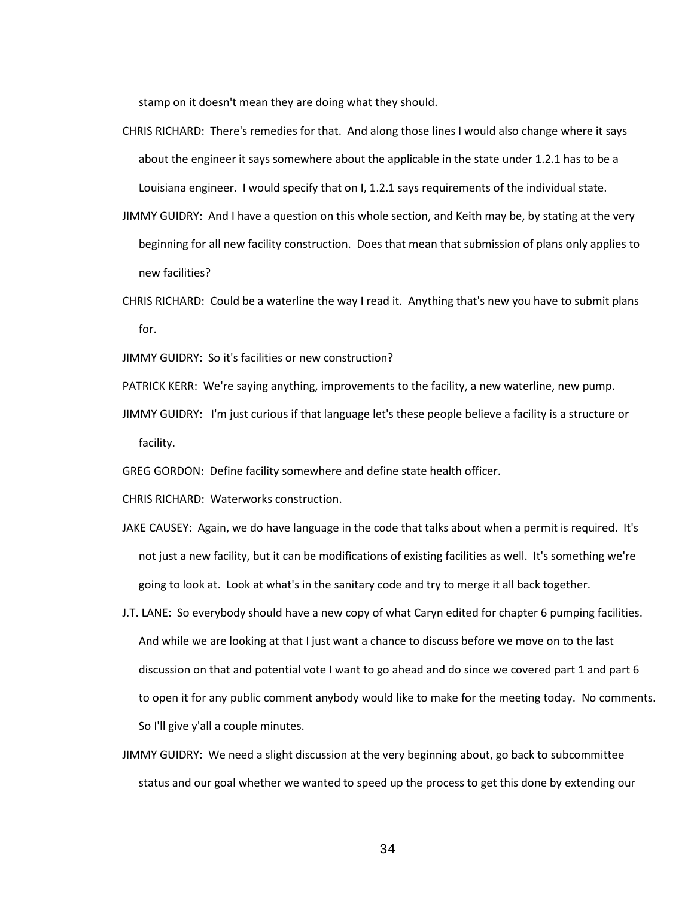stamp on it doesn't mean they are doing what they should.

CHRIS RICHARD: There's remedies for that. And along those lines I would also change where it says about the engineer it says somewhere about the applicable in the state under 1.2.1 has to be a Louisiana engineer. I would specify that on I, 1.2.1 says requirements of the individual state.

JIMMY GUIDRY: And I have a question on this whole section, and Keith may be, by stating at the very beginning for all new facility construction. Does that mean that submission of plans only applies to new facilities?

CHRIS RICHARD: Could be a waterline the way I read it. Anything that's new you have to submit plans for.

JIMMY GUIDRY: So it's facilities or new construction?

PATRICK KERR: We're saying anything, improvements to the facility, a new waterline, new pump.

JIMMY GUIDRY: I'm just curious if that language let's these people believe a facility is a structure or facility.

GREG GORDON: Define facility somewhere and define state health officer.

CHRIS RICHARD: Waterworks construction.

JAKE CAUSEY: Again, we do have language in the code that talks about when a permit is required. It's not just a new facility, but it can be modifications of existing facilities as well. It's something we're going to look at. Look at what's in the sanitary code and try to merge it all back together.

J.T. LANE: So everybody should have a new copy of what Caryn edited for chapter 6 pumping facilities. And while we are looking at that I just want a chance to discuss before we move on to the last discussion on that and potential vote I want to go ahead and do since we covered part 1 and part 6 to open it for any public comment anybody would like to make for the meeting today. No comments. So I'll give y'all a couple minutes.

JIMMY GUIDRY: We need a slight discussion at the very beginning about, go back to subcommittee status and our goal whether we wanted to speed up the process to get this done by extending our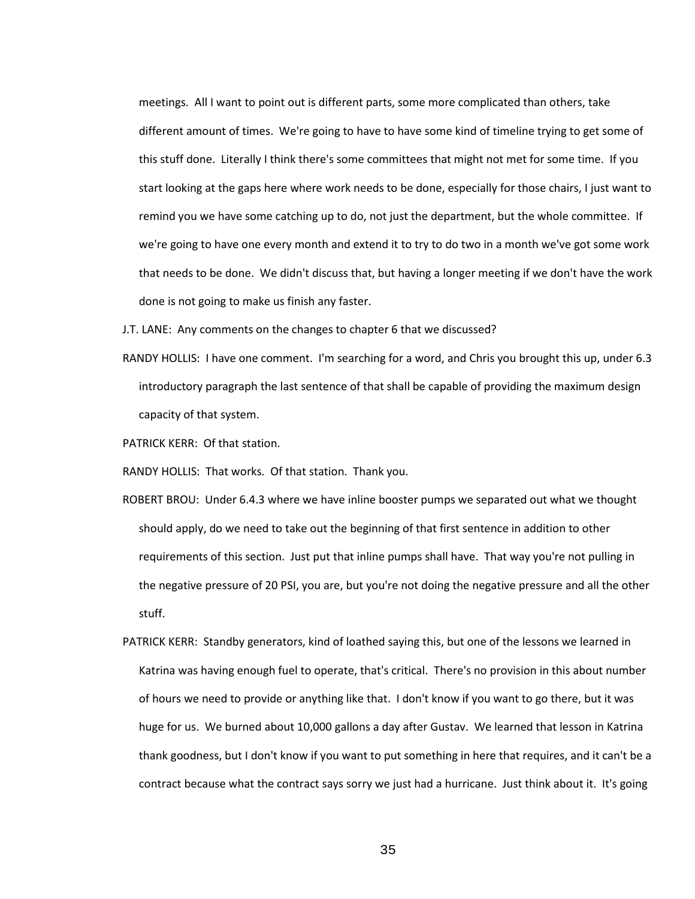meetings. All I want to point out is different parts, some more complicated than others, take different amount of times. We're going to have to have some kind of timeline trying to get some of this stuff done. Literally I think there's some committees that might not met for some time. If you start looking at the gaps here where work needs to be done, especially for those chairs, I just want to remind you we have some catching up to do, not just the department, but the whole committee. If we're going to have one every month and extend it to try to do two in a month we've got some work that needs to be done. We didn't discuss that, but having a longer meeting if we don't have the work done is not going to make us finish any faster.

J.T. LANE: Any comments on the changes to chapter 6 that we discussed?

RANDY HOLLIS: I have one comment. I'm searching for a word, and Chris you brought this up, under 6.3 introductory paragraph the last sentence of that shall be capable of providing the maximum design capacity of that system.

PATRICK KERR: Of that station.

RANDY HOLLIS: That works. Of that station. Thank you.

ROBERT BROU: Under 6.4.3 where we have inline booster pumps we separated out what we thought should apply, do we need to take out the beginning of that first sentence in addition to other requirements of this section. Just put that inline pumps shall have. That way you're not pulling in the negative pressure of 20 PSI, you are, but you're not doing the negative pressure and all the other stuff.

PATRICK KERR: Standby generators, kind of loathed saying this, but one of the lessons we learned in Katrina was having enough fuel to operate, that's critical. There's no provision in this about number of hours we need to provide or anything like that. I don't know if you want to go there, but it was huge for us. We burned about 10,000 gallons a day after Gustav. We learned that lesson in Katrina thank goodness, but I don't know if you want to put something in here that requires, and it can't be a contract because what the contract says sorry we just had a hurricane. Just think about it. It's going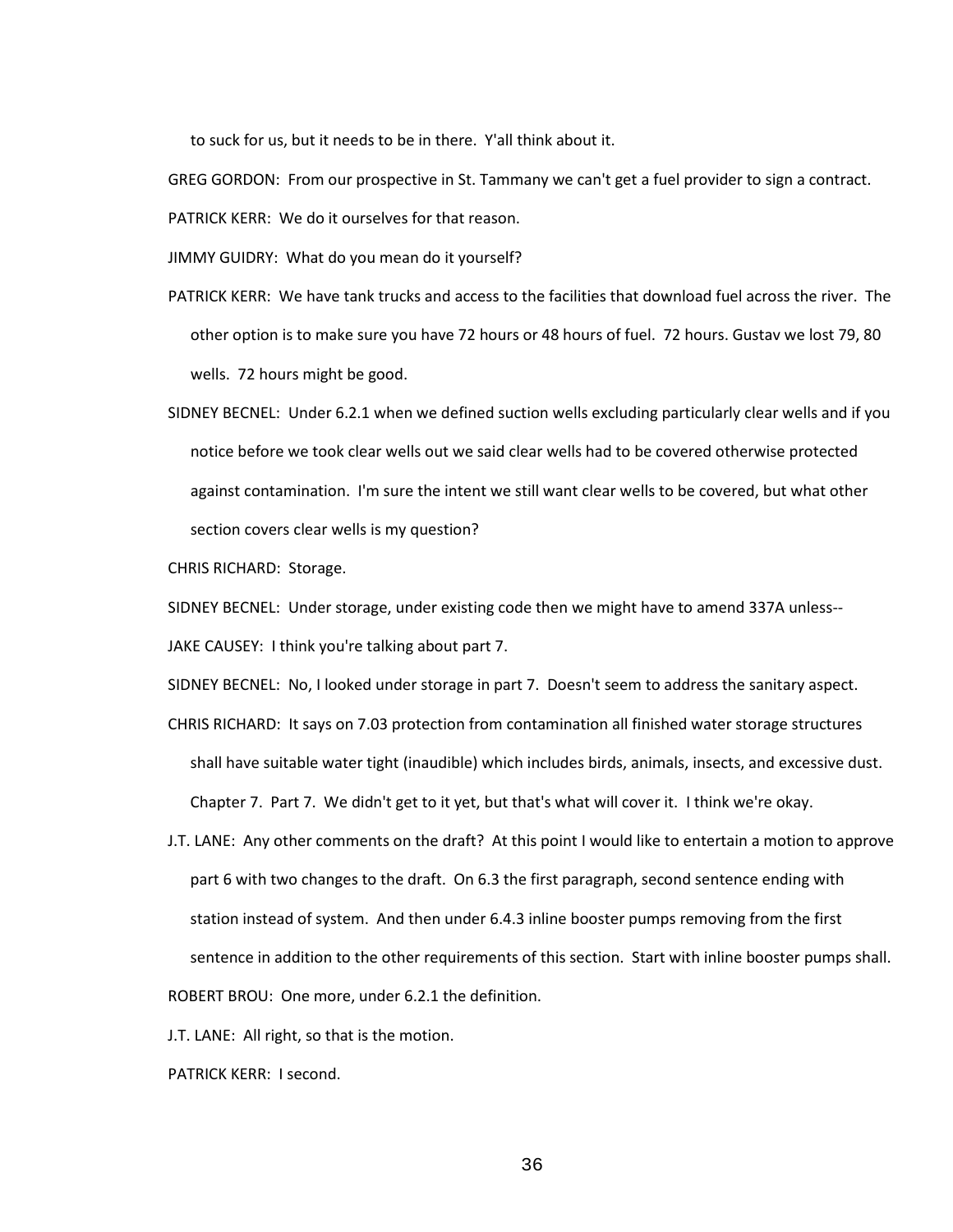to suck for us, but it needs to be in there. Y'all think about it.

GREG GORDON: From our prospective in St. Tammany we can't get a fuel provider to sign a contract.

PATRICK KERR: We do it ourselves for that reason.

JIMMY GUIDRY: What do you mean do it yourself?

PATRICK KERR: We have tank trucks and access to the facilities that download fuel across the river. The other option is to make sure you have 72 hours or 48 hours of fuel. 72 hours. Gustav we lost 79, 80 wells. 72 hours might be good.

SIDNEY BECNEL: Under 6.2.1 when we defined suction wells excluding particularly clear wells and if you notice before we took clear wells out we said clear wells had to be covered otherwise protected against contamination. I'm sure the intent we still want clear wells to be covered, but what other section covers clear wells is my question?

CHRIS RICHARD: Storage.

SIDNEY BECNEL: Under storage, under existing code then we might have to amend 337A unless--

JAKE CAUSEY: I think you're talking about part 7.

SIDNEY BECNEL: No, I looked under storage in part 7. Doesn't seem to address the sanitary aspect.

CHRIS RICHARD: It says on 7.03 protection from contamination all finished water storage structures shall have suitable water tight (inaudible) which includes birds, animals, insects, and excessive dust. Chapter 7. Part 7. We didn't get to it yet, but that's what will cover it. I think we're okay.

J.T. LANE: Any other comments on the draft? At this point I would like to entertain a motion to approve part 6 with two changes to the draft. On 6.3 the first paragraph, second sentence ending with station instead of system. And then under 6.4.3 inline booster pumps removing from the first sentence in addition to the other requirements of this section. Start with inline booster pumps shall.

ROBERT BROU: One more, under 6.2.1 the definition.

J.T. LANE: All right, so that is the motion.

PATRICK KERR: I second.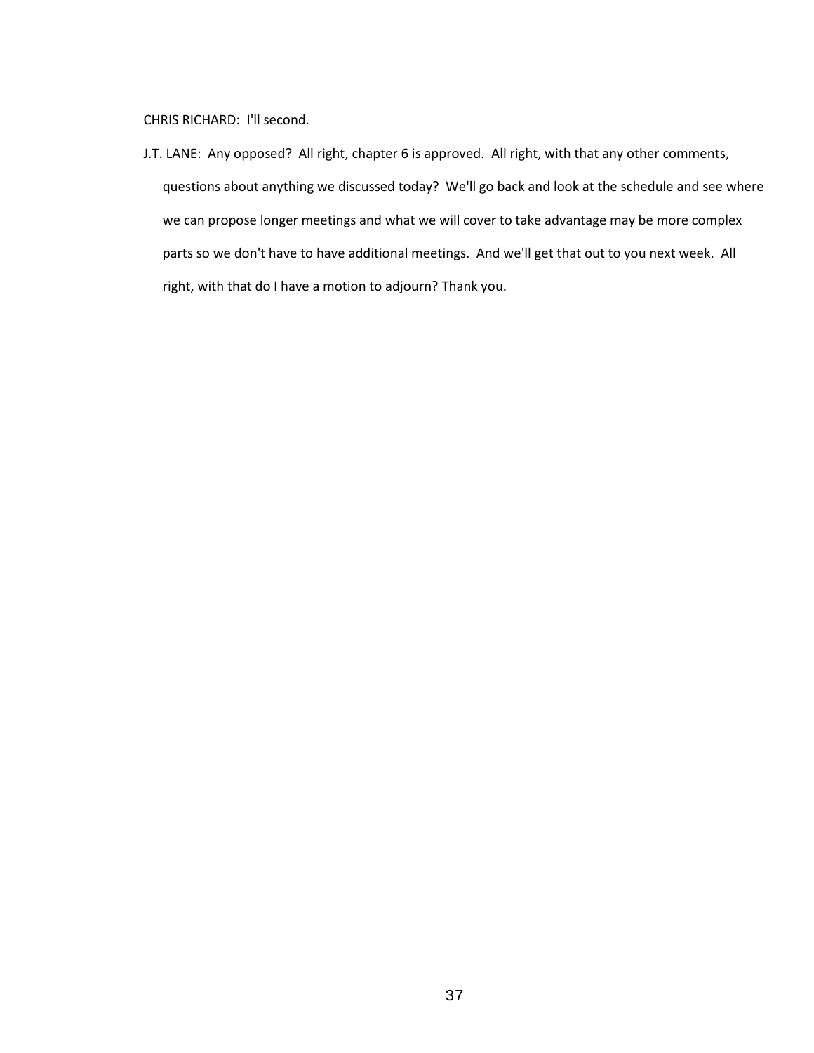CHRIS RICHARD: I'll second.

J.T. LANE: Any opposed? All right, chapter 6 is approved. All right, with that any other comments, questions about anything we discussed today? We'll go back and look at the schedule and see where we can propose longer meetings and what we will cover to take advantage may be more complex parts so we don't have to have additional meetings. And we'll get that out to you next week. All right, with that do I have a motion to adjourn? Thank you.